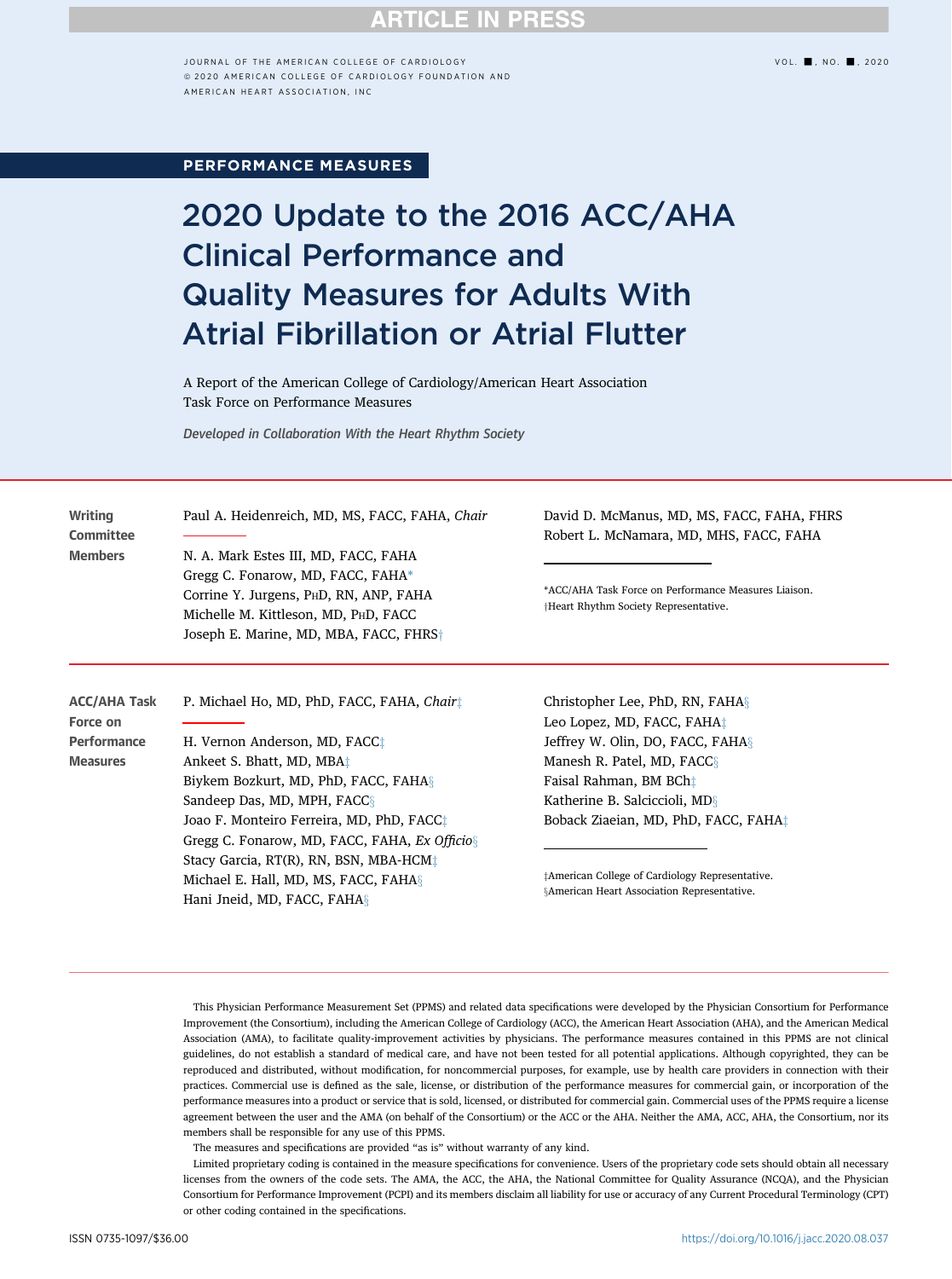ARTICLE IN PRESS

JOURNAL OF THE AMERICAN COLLEGE OF CARDIOLOGY
© 2020 AMERICAN COLLEGE OF CARDIOLOGY FOUNDATION AND AMERICAN HEART ASSOCIATION, INC

**PERFORMANCE MEASURES**

# 2020 Update to the 2016 ACC/AHA Clinical Performance and Quality Measures for Adults With Atrial Fibrillation or Atrial Flutter

A Report of the American College of Cardiology/American Heart Association Task Force on Performance Measures

*Developed in Collaboration With the Heart Rhythm Society*

**Writing Committee Members**

Paul A. Heidenreich, MD, MS, FACC, FAHA, *Chair*

N. A. Mark Estes III, MD, FACC, FAHA
Gregg C. Fonarow, MD, FACC, FAHA*
Corrine Y. Jurgens, PhD, RN, ANP, FAHA
Michelle M. Kittleson, MD, PhD, FACC
Joseph E. Marine, MD, MBA, FACC, FHRS†
David D. McManus, MD, MS, FACC, FAHA, FHRS
Robert L. McNamara, MD, MHS, FACC, FAHA

*ACC/AHA Task Force on Performance Measures Liaison.
†Heart Rhythm Society Representative.

**ACC/AHA Task Force on Performance Measures**

P. Michael Ho, MD, PhD, FACC, FAHA, *Chair*‡

H. Vernon Anderson, MD, FACC‡
Ankeet S. Bhatt, MD, MBA‡
Biykem Bozkurt, MD, PhD, FACC, FAHA§
Sandeep Das, MD, MPH, FACC§
Joao F. Monteiro Ferreira, MD, PhD, FACC‡
Gregg C. Fonarow, MD, FACC, FAHA, *Ex Officio*§
Stacy Garcia, RT(R), RN, BSN, MBA-HCM‡
Michael E. Hall, MD, MS, FACC, FAHA§
Hani Jneid, MD, FACC, FAHA§
Christopher Lee, PhD, RN, FAHA§
Leo Lopez, MD, FACC, FAHA‡
Jeffrey W. Olin, DO, FACC, FAHA§
Manesh R. Patel, MD, FACC§
Faisal Rahman, BM BCh‡
Katherine B. Salciccioli, MD§
Boback Ziaeian, MD, PhD, FACC, FAHA‡

‡American College of Cardiology Representative.
§American Heart Association Representative.

This Physician Performance Measurement Set (PPMS) and related data specifications were developed by the Physician Consortium for Performance Improvement (the Consortium), including the American College of Cardiology (ACC), the American Heart Association (AHA), and the American Medical Association (AMA), to facilitate quality-improvement activities by physicians. The performance measures contained in this PPMS are not clinical guidelines, do not establish a standard of medical care, and have not been tested for all potential applications. Although copyrighted, they can be reproduced and distributed, without modification, for noncommercial purposes, for example, use by health care providers in connection with their practices. Commercial use is defined as the sale, license, or distribution of the performance measures for commercial gain, or incorporation of the performance measures into a product or service that is sold, licensed, or distributed for commercial gain. Commercial uses of the PPMS require a license agreement between the user and the AMA (on behalf of the Consortium) or the ACC or the AHA. Neither the AMA, ACC, AHA, the Consortium, nor its members shall be responsible for any use of this PPMS.

The measures and specifications are provided "as is" without warranty of any kind.

Limited proprietary coding is contained in the measure specifications for convenience. Users of the proprietary code sets should obtain all necessary licenses from the owners of the code sets. The AMA, the ACC, the AHA, the National Committee for Quality Assurance (NCQA), and the Physician Consortium for Performance Improvement (PCPI) and its members disclaim all liability for use or accuracy of any Current Procedural Terminology (CPT) or other coding contained in the specifications.

ISSN 0735-1097/$36.00 https://doi.org/10.1016/j.jacc.2020.08.037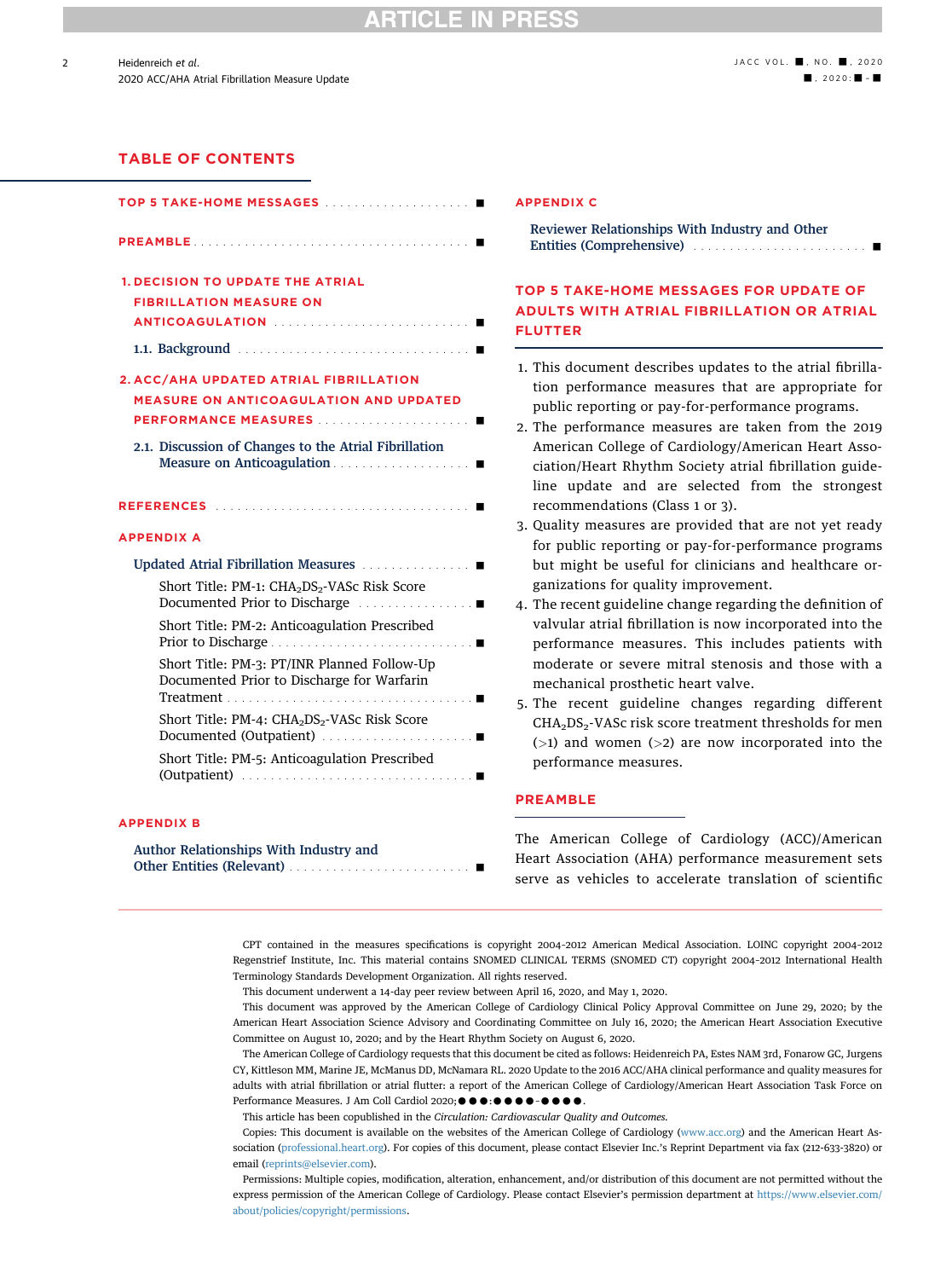## TABLE OF CONTENTS

TOP 5 TAKE-HOME MESSAGES ■

PREAMBLE ■

1. DECISION TO UPDATE THE ATRIAL FIBRILLATION MEASURE ON ANTICOAGULATION ■

   1.1. Background ■

2. ACC/AHA UPDATED ATRIAL FIBRILLATION MEASURE ON ANTICOAGULATION AND UPDATED PERFORMANCE MEASURES ■

   2.1. Discussion of Changes to the Atrial Fibrillation Measure on Anticoagulation ■

REFERENCES ■

APPENDIX A

Updated Atrial Fibrillation Measures ■

- Short Title: PM-1: $CHA_2DS_2$-VASc Risk Score Documented Prior to Discharge ■
- Short Title: PM-2: Anticoagulation Prescribed Prior to Discharge ■
- Short Title: PM-3: PT/INR Planned Follow-Up Documented Prior to Discharge for Warfarin Treatment ■
- Short Title: PM-4: $CHA_2DS_2$-VASc Risk Score Documented (Outpatient) ■
- Short Title: PM-5: Anticoagulation Prescribed (Outpatient) ■

APPENDIX B

Author Relationships With Industry and Other Entities (Relevant) ■

APPENDIX C

Reviewer Relationships With Industry and Other Entities (Comprehensive) ■

## TOP 5 TAKE-HOME MESSAGES FOR UPDATE OF ADULTS WITH ATRIAL FIBRILLATION OR ATRIAL FLUTTER

1. This document describes updates to the atrial fibrillation performance measures that are appropriate for public reporting or pay-for-performance programs.
2. The performance measures are taken from the 2019 American College of Cardiology/American Heart Association/Heart Rhythm Society atrial fibrillation guideline update and are selected from the strongest recommendations (Class 1 or 3).
3. Quality measures are provided that are not yet ready for public reporting or pay-for-performance programs but might be useful for clinicians and healthcare organizations for quality improvement.
4. The recent guideline change regarding the definition of valvular atrial fibrillation is now incorporated into the performance measures. This includes patients with moderate or severe mitral stenosis and those with a mechanical prosthetic heart valve.
5. The recent guideline changes regarding different $CHA_2DS_2$-VASc risk score treatment thresholds for men (>1) and women (>2) are now incorporated into the performance measures.

## PREAMBLE

The American College of Cardiology (ACC)/American Heart Association (AHA) performance measurement sets serve as vehicles to accelerate translation of scientific

---

CPT contained in the measures specifications is copyright 2004-2012 American Medical Association. LOINC copyright 2004-2012 Regenstrief Institute, Inc. This material contains SNOMED CLINICAL TERMS (SNOMED CT) copyright 2004-2012 International Health Terminology Standards Development Organization. All rights reserved.

This document underwent a 14-day peer review between April 16, 2020, and May 1, 2020.

This document was approved by the American College of Cardiology Clinical Policy Approval Committee on June 29, 2020; by the American Heart Association Science Advisory and Coordinating Committee on July 16, 2020; the American Heart Association Executive Committee on August 10, 2020; and by the Heart Rhythm Society on August 6, 2020.

The American College of Cardiology requests that this document be cited as follows: Heidenreich PA, Estes NAM 3rd, Fonarow GC, Jurgens CY, Kittleson MM, Marine JE, McManus DD, McNamara RL. 2020 Update to the 2016 ACC/AHA clinical performance and quality measures for adults with atrial fibrillation or atrial flutter: a report of the American College of Cardiology/American Heart Association Task Force on Performance Measures. J Am Coll Cardiol 2020;●●●:●●●●-●●●●.

This article has been copublished in the *Circulation: Cardiovascular Quality and Outcomes*.

Copies: This document is available on the websites of the American College of Cardiology (www.acc.org) and the American Heart Association (professional.heart.org). For copies of this document, please contact Elsevier Inc.'s Reprint Department via fax (212-633-3820) or email (reprints@elsevier.com).

Permissions: Multiple copies, modification, alteration, enhancement, and/or distribution of this document are not permitted without the express permission of the American College of Cardiology. Please contact Elsevier's permission department at https://www.elsevier.com/about/policies/copyright/permissions.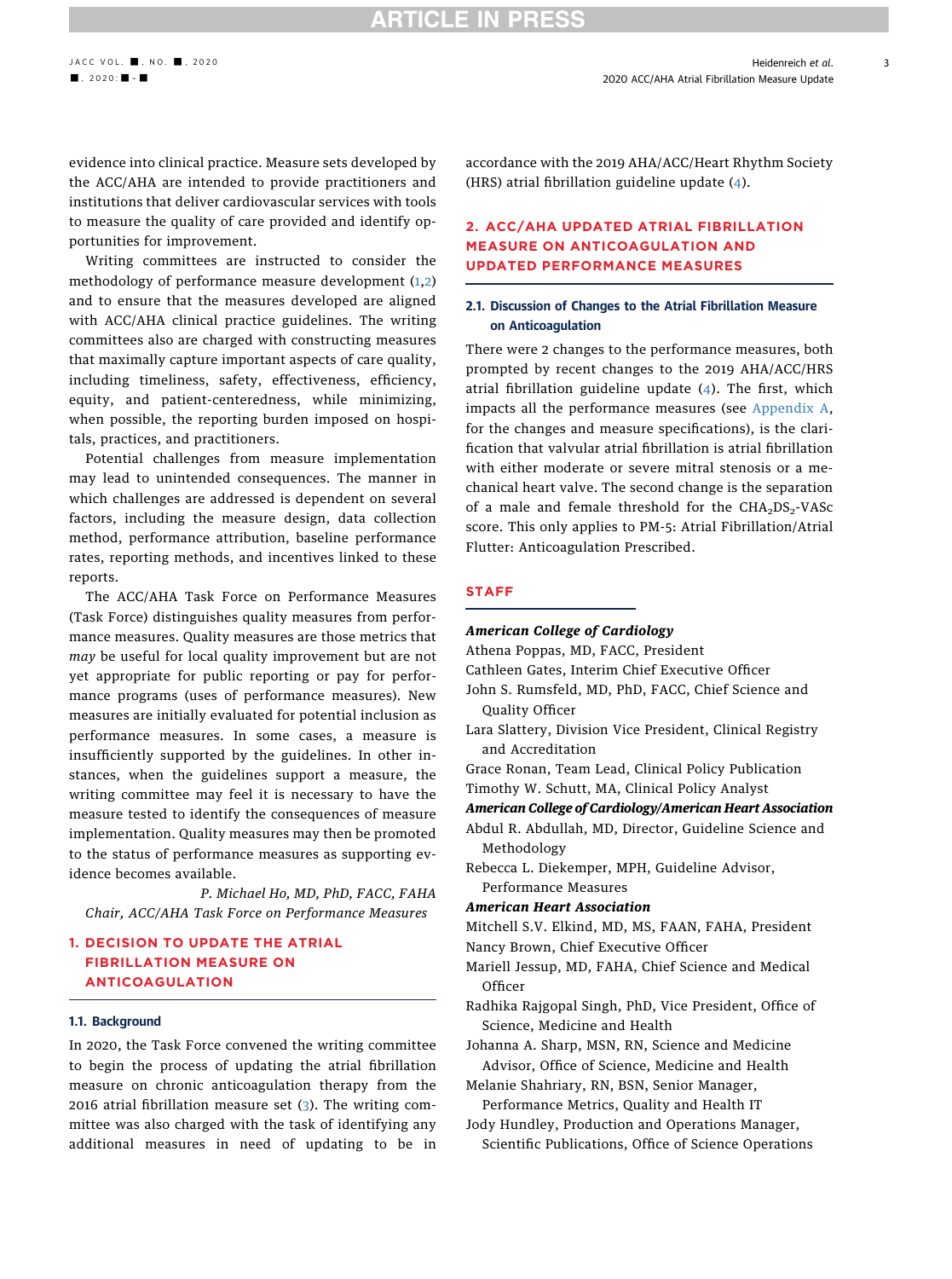evidence into clinical practice. Measure sets developed by the ACC/AHA are intended to provide practitioners and institutions that deliver cardiovascular services with tools to measure the quality of care provided and identify opportunities for improvement.

Writing committees are instructed to consider the methodology of performance measure development (1,2) and to ensure that the measures developed are aligned with ACC/AHA clinical practice guidelines. The writing committees also are charged with constructing measures that maximally capture important aspects of care quality, including timeliness, safety, effectiveness, efficiency, equity, and patient-centeredness, while minimizing, when possible, the reporting burden imposed on hospitals, practices, and practitioners.

Potential challenges from measure implementation may lead to unintended consequences. The manner in which challenges are addressed is dependent on several factors, including the measure design, data collection method, performance attribution, baseline performance rates, reporting methods, and incentives linked to these reports.

The ACC/AHA Task Force on Performance Measures (Task Force) distinguishes quality measures from performance measures. Quality measures are those metrics that *may* be useful for local quality improvement but are not yet appropriate for public reporting or pay for performance programs (uses of performance measures). New measures are initially evaluated for potential inclusion as performance measures. In some cases, a measure is insufficiently supported by the guidelines. In other instances, when the guidelines support a measure, the writing committee may feel it is necessary to have the measure tested to identify the consequences of measure implementation. Quality measures may then be promoted to the status of performance measures as supporting evidence becomes available.

*P. Michael Ho, MD, PhD, FACC, FAHA*
*Chair, ACC/AHA Task Force on Performance Measures*

## 1. DECISION TO UPDATE THE ATRIAL FIBRILLATION MEASURE ON ANTICOAGULATION

### 1.1. Background

In 2020, the Task Force convened the writing committee to begin the process of updating the atrial fibrillation measure on chronic anticoagulation therapy from the 2016 atrial fibrillation measure set (3). The writing committee was also charged with the task of identifying any additional measures in need of updating to be in accordance with the 2019 AHA/ACC/Heart Rhythm Society (HRS) atrial fibrillation guideline update (4).

## 2. ACC/AHA UPDATED ATRIAL FIBRILLATION MEASURE ON ANTICOAGULATION AND UPDATED PERFORMANCE MEASURES

### 2.1. Discussion of Changes to the Atrial Fibrillation Measure on Anticoagulation

There were 2 changes to the performance measures, both prompted by recent changes to the 2019 AHA/ACC/HRS atrial fibrillation guideline update (4). The first, which impacts all the performance measures (see Appendix A, for the changes and measure specifications), is the clarification that valvular atrial fibrillation is atrial fibrillation with either moderate or severe mitral stenosis or a mechanical heart valve. The second change is the separation of a male and female threshold for the $CHA_2DS_2$-VASc score. This only applies to PM-5: Atrial Fibrillation/Atrial Flutter: Anticoagulation Prescribed.

## STAFF

***American College of Cardiology***
Athena Poppas, MD, FACC, President
Cathleen Gates, Interim Chief Executive Officer
John S. Rumsfeld, MD, PhD, FACC, Chief Science and Quality Officer
Lara Slattery, Division Vice President, Clinical Registry and Accreditation
Grace Ronan, Team Lead, Clinical Policy Publication
Timothy W. Schutt, MA, Clinical Policy Analyst

***American College of Cardiology/American Heart Association***
Abdul R. Abdullah, MD, Director, Guideline Science and Methodology
Rebecca L. Diekemper, MPH, Guideline Advisor, Performance Measures

***American Heart Association***
Mitchell S.V. Elkind, MD, MS, FAAN, FAHA, President
Nancy Brown, Chief Executive Officer
Mariell Jessup, MD, FAHA, Chief Science and Medical Officer
Radhika Rajgopal Singh, PhD, Vice President, Office of Science, Medicine and Health
Johanna A. Sharp, MSN, RN, Science and Medicine Advisor, Office of Science, Medicine and Health
Melanie Shahriary, RN, BSN, Senior Manager, Performance Metrics, Quality and Health IT
Jody Hundley, Production and Operations Manager, Scientific Publications, Office of Science Operations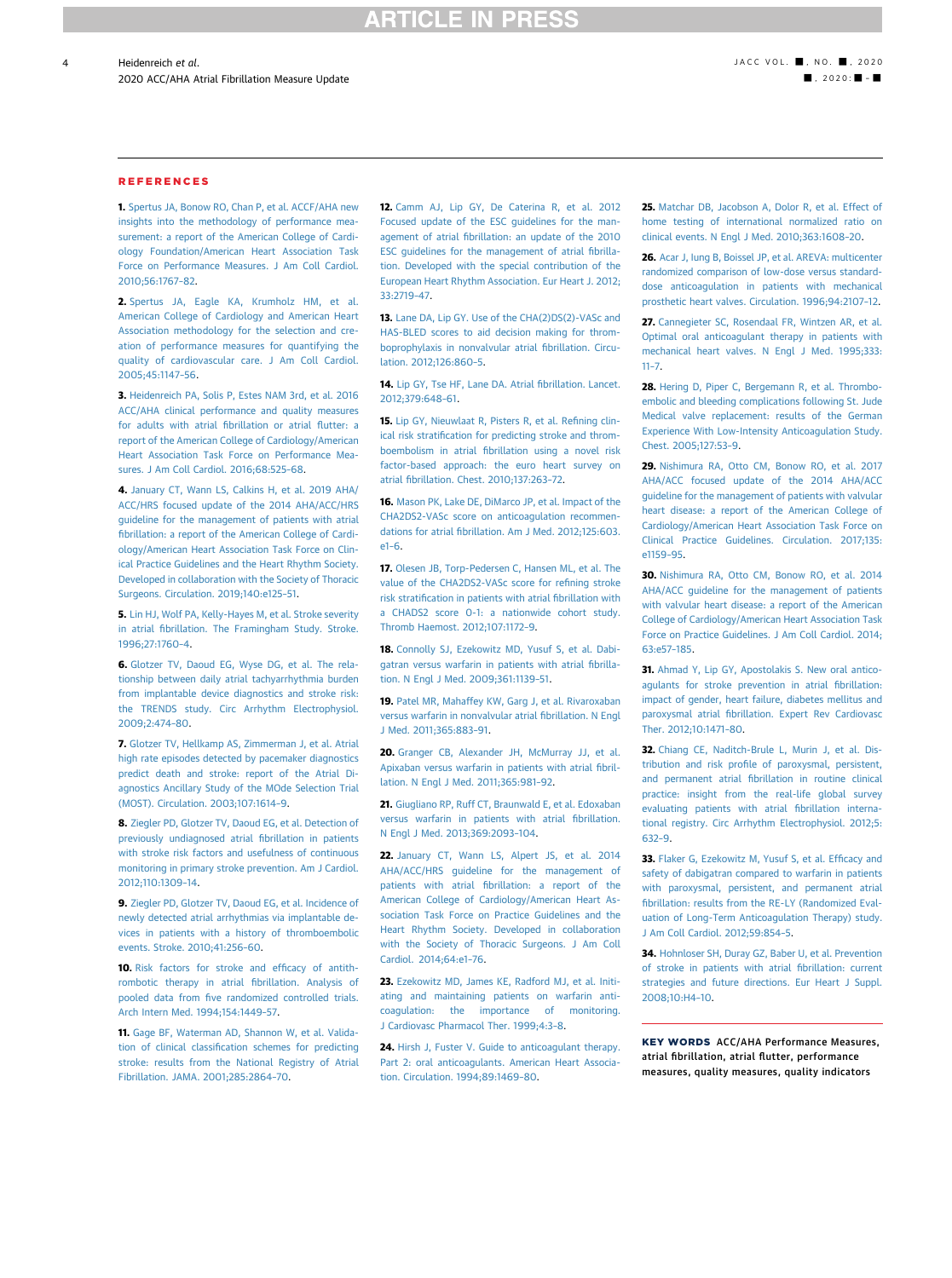## REFERENCES

1. Spertus JA, Bonow RO, Chan P, et al. ACCF/AHA new insights into the methodology of performance measurement: a report of the American College of Cardiology Foundation/American Heart Association Task Force on Performance Measures. J Am Coll Cardiol. 2010;56:1767–82.

2. Spertus JA, Eagle KA, Krumholz HM, et al. American College of Cardiology and American Heart Association methodology for the selection and creation of performance measures for quantifying the quality of cardiovascular care. J Am Coll Cardiol. 2005;45:1147–56.

3. Heidenreich PA, Solis P, Estes NAM 3rd, et al. 2016 ACC/AHA clinical performance and quality measures for adults with atrial fibrillation or atrial flutter: a report of the American College of Cardiology/American Heart Association Task Force on Performance Measures. J Am Coll Cardiol. 2016;68:525–68.

4. January CT, Wann LS, Calkins H, et al. 2019 AHA/ACC/HRS focused update of the 2014 AHA/ACC/HRS guideline for the management of patients with atrial fibrillation: a report of the American College of Cardiology/American Heart Association Task Force on Clinical Practice Guidelines and the Heart Rhythm Society. Developed in collaboration with the Society of Thoracic Surgeons. Circulation. 2019;140:e125–51.

5. Lin HJ, Wolf PA, Kelly-Hayes M, et al. Stroke severity in atrial fibrillation. The Framingham Study. Stroke. 1996;27:1760–4.

6. Glotzer TV, Daoud EG, Wyse DG, et al. The relationship between daily atrial tachyarrhythmia burden from implantable device diagnostics and stroke risk: the TRENDS study. Circ Arrhythm Electrophysiol. 2009;2:474–80.

7. Glotzer TV, Hellkamp AS, Zimmerman J, et al. Atrial high rate episodes detected by pacemaker diagnostics predict death and stroke: report of the Atrial Diagnostics Ancillary Study of the MOde Selection Trial (MOST). Circulation. 2003;107:1614–9.

8. Ziegler PD, Glotzer TV, Daoud EG, et al. Detection of previously undiagnosed atrial fibrillation in patients with stroke risk factors and usefulness of continuous monitoring in primary stroke prevention. Am J Cardiol. 2012;110:1309–14.

9. Ziegler PD, Glotzer TV, Daoud EG, et al. Incidence of newly detected atrial arrhythmias via implantable devices in patients with a history of thromboembolic events. Stroke. 2010;41:256–60.

10. Risk factors for stroke and efficacy of antithrombotic therapy in atrial fibrillation. Analysis of pooled data from five randomized controlled trials. Arch Intern Med. 1994;154:1449–57.

11. Gage BF, Waterman AD, Shannon W, et al. Validation of clinical classification schemes for predicting stroke: results from the National Registry of Atrial Fibrillation. JAMA. 2001;285:2864–70.

12. Camm AJ, Lip GY, De Caterina R, et al. 2012 Focused update of the ESC guidelines for the management of atrial fibrillation: an update of the 2010 ESC guidelines for the management of atrial fibrillation. Developed with the special contribution of the European Heart Rhythm Association. Eur Heart J. 2012;33:2719–47.

13. Lane DA, Lip GY. Use of the CHA(2)DS(2)-VASc and HAS-BLED scores to aid decision making for thromboprophylaxis in nonvalvular atrial fibrillation. Circulation. 2012;126:860–5.

14. Lip GY, Tse HF, Lane DA. Atrial fibrillation. Lancet. 2012;379:648–61.

15. Lip GY, Nieuwlaat R, Pisters R, et al. Refining clinical risk stratification for predicting stroke and thromboembolism in atrial fibrillation using a novel risk factor-based approach: the euro heart survey on atrial fibrillation. Chest. 2010;137:263–72.

16. Mason PK, Lake DE, DiMarco JP, et al. Impact of the CHA2DS2-VASc score on anticoagulation recommendations for atrial fibrillation. Am J Med. 2012;125:603.e1–6.

17. Olesen JB, Torp-Pedersen C, Hansen ML, et al. The value of the CHA2DS2-VASc score for refining stroke risk stratification in patients with atrial fibrillation with a CHADS2 score 0-1: a nationwide cohort study. Thromb Haemost. 2012;107:1172–9.

18. Connolly SJ, Ezekowitz MD, Yusuf S, et al. Dabigatran versus warfarin in patients with atrial fibrillation. N Engl J Med. 2009;361:1139–51.

19. Patel MR, Mahaffey KW, Garg J, et al. Rivaroxaban versus warfarin in nonvalvular atrial fibrillation. N Engl J Med. 2011;365:883–91.

20. Granger CB, Alexander JH, McMurray JJ, et al. Apixaban versus warfarin in patients with atrial fibrillation. N Engl J Med. 2011;365:981–92.

21. Giugliano RP, Ruff CT, Braunwald E, et al. Edoxaban versus warfarin in patients with atrial fibrillation. N Engl J Med. 2013;369:2093–104.

22. January CT, Wann LS, Alpert JS, et al. 2014 AHA/ACC/HRS guideline for the management of patients with atrial fibrillation: a report of the American College of Cardiology/American Heart Association Task Force on Practice Guidelines and the Heart Rhythm Society. Developed in collaboration with the Society of Thoracic Surgeons. J Am Coll Cardiol. 2014;64:e1–76.

23. Ezekowitz MD, James KE, Radford MJ, et al. Initiating and maintaining patients on warfarin anticoagulation: the importance of monitoring. J Cardiovasc Pharmacol Ther. 1999;4:3–8.

24. Hirsh J, Fuster V. Guide to anticoagulant therapy. Part 2: oral anticoagulants. American Heart Association. Circulation. 1994;89:1469–80.

25. Matchar DB, Jacobson A, Dolor R, et al. Effect of home testing of international normalized ratio on clinical events. N Engl J Med. 2010;363:1608–20.

26. Acar J, Iung B, Boissel JP, et al. AREVA: multicenter randomized comparison of low-dose versus standard-dose anticoagulation in patients with mechanical prosthetic heart valves. Circulation. 1996;94:2107–12.

27. Cannegieter SC, Rosendaal FR, Wintzen AR, et al. Optimal oral anticoagulant therapy in patients with mechanical heart valves. N Engl J Med. 1995;333:11–7.

28. Hering D, Piper C, Bergemann R, et al. Thromboembolic and bleeding complications following St. Jude Medical valve replacement: results of the German Experience With Low-Intensity Anticoagulation Study. Chest. 2005;127:53–9.

29. Nishimura RA, Otto CM, Bonow RO, et al. 2017 AHA/ACC focused update of the 2014 AHA/ACC guideline for the management of patients with valvular heart disease: a report of the American College of Cardiology/American Heart Association Task Force on Clinical Practice Guidelines. Circulation. 2017;135:e1159–95.

30. Nishimura RA, Otto CM, Bonow RO, et al. 2014 AHA/ACC guideline for the management of patients with valvular heart disease: a report of the American College of Cardiology/American Heart Association Task Force on Practice Guidelines. J Am Coll Cardiol. 2014;63:e57–185.

31. Ahmad Y, Lip GY, Apostolakis S. New oral anticoagulants for stroke prevention in atrial fibrillation: impact of gender, heart failure, diabetes mellitus and paroxysmal atrial fibrillation. Expert Rev Cardiovasc Ther. 2012;10:1471–80.

32. Chiang CE, Naditch-Brule L, Murin J, et al. Distribution and risk profile of paroxysmal, persistent, and permanent atrial fibrillation in routine clinical practice: insight from the real-life global survey evaluating patients with atrial fibrillation international registry. Circ Arrhythm Electrophysiol. 2012;5:632–9.

33. Flaker G, Ezekowitz M, Yusuf S, et al. Efficacy and safety of dabigatran compared to warfarin in patients with paroxysmal, persistent, and permanent atrial fibrillation: results from the RE-LY (Randomized Evaluation of Long-Term Anticoagulation Therapy) study. J Am Coll Cardiol. 2012;59:854–5.

34. Hohnloser SH, Duray GZ, Baber U, et al. Prevention of stroke in patients with atrial fibrillation: current strategies and future directions. Eur Heart J Suppl. 2008;10:H4–10.

**KEY WORDS** ACC/AHA Performance Measures, atrial fibrillation, atrial flutter, performance measures, quality measures, quality indicators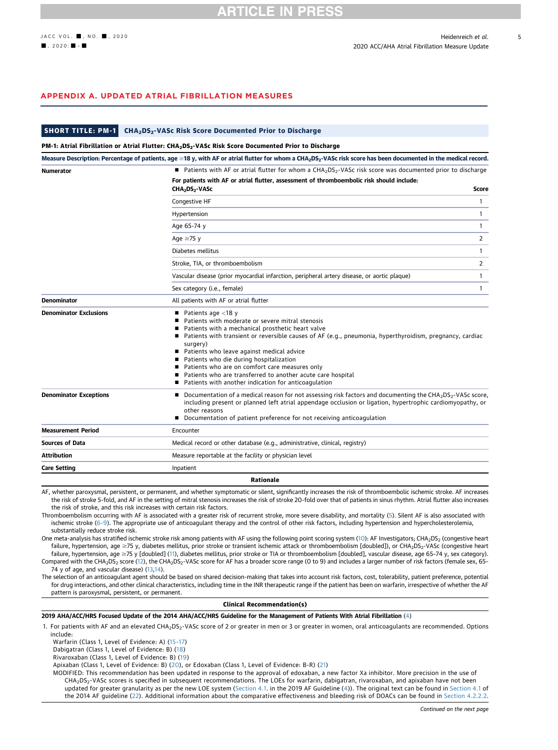## APPENDIX A. UPDATED ATRIAL FIBRILLATION MEASURES

### SHORT TITLE: PM-1 $CHA_2DS_2$-VASc Risk Score Documented Prior to Discharge

**PM-1: Atrial Fibrillation or Atrial Flutter: $CHA_2DS_2$-VASc Risk Score Documented Prior to Discharge**

| **Measure Description: Percentage of patients, age ≥18 y, with AF or atrial flutter for whom a $CHA_2DS_2$-VASc risk score has been documented in the medical record.** | | |
|---|---|---|
| **Numerator** | ■ Patients with AF or atrial flutter for whom a $CHA_2DS_2$-VASc risk score was documented prior to discharge | |
| | **For patients with AF or atrial flutter, assessment of thromboembolic risk should include:** | |
| | **$CHA_2DS_2$-VASc** | **Score** |
| | Congestive HF | 1 |
| | Hypertension | 1 |
| | Age 65-74 y | 1 |
| | Age ≥75 y | 2 |
| | Diabetes mellitus | 1 |
| | Stroke, TIA, or thromboembolism | 2 |
| | Vascular disease (prior myocardial infarction, peripheral artery disease, or aortic plaque) | 1 |
| | Sex category (i.e., female) | 1 |
| **Denominator** | All patients with AF or atrial flutter | |
| **Denominator Exclusions** | ■ Patients age <18 y<br>■ Patients with moderate or severe mitral stenosis<br>■ Patients with a mechanical prosthetic heart valve<br>■ Patients with transient or reversible causes of AF (e.g., pneumonia, hyperthyroidism, pregnancy, cardiac surgery)<br>■ Patients who leave against medical advice<br>■ Patients who die during hospitalization<br>■ Patients who are on comfort care measures only<br>■ Patients who are transferred to another acute care hospital<br>■ Patients with another indication for anticoagulation | |
| **Denominator Exceptions** | ■ Documentation of a medical reason for not assessing risk factors and documenting the $CHA_2DS_2$-VASc score, including present or planned left atrial appendage occlusion or ligation, hypertrophic cardiomyopathy, or other reasons<br>■ Documentation of patient preference for not receiving anticoagulation | |
| **Measurement Period** | Encounter | |
| **Sources of Data** | Medical record or other database (e.g., administrative, clinical, registry) | |
| **Attribution** | Measure reportable at the facility or physician level | |
| **Care Setting** | Inpatient | |

**Rationale**

AF, whether paroxysmal, persistent, or permanent, and whether symptomatic or silent, significantly increases the risk of thromboembolic ischemic stroke. AF increases the risk of stroke 5-fold, and AF in the setting of mitral stenosis increases the risk of stroke 20-fold over that of patients in sinus rhythm. Atrial flutter also increases the risk of stroke, and this risk increases with certain risk factors.

Thromboembolism occurring with AF is associated with a greater risk of recurrent stroke, more severe disability, and mortality (5). Silent AF is also associated with ischemic stroke (6-9). The appropriate use of anticoagulant therapy and the control of other risk factors, including hypertension and hypercholesterolemia, substantially reduce stroke risk.

One meta-analysis has stratified ischemic stroke risk among patients with AF using the following point scoring system (10): AF Investigators; $CHADS_2$ (congestive heart failure, hypertension, age ≥75 y, diabetes mellitus, prior stroke or transient ischemic attack or thromboembolism [doubled]), or $CHA_2DS_2$-VASc (congestive heart failure, hypertension, age ≥75 y [doubled] (11), diabetes mellitus, prior stroke or TIA or thromboembolism [doubled], vascular disease, age 65-74 y, sex category). Compared with the $CHA_2DS_2$ score (12), the $CHA_2DS_2$-VASc score for AF has a broader score range (0 to 9) and includes a larger number of risk factors (female sex, 65-74 y of age, and vascular disease) (13,14).

The selection of an anticoagulant agent should be based on shared decision-making that takes into account risk factors, cost, tolerability, patient preference, potential for drug interactions, and other clinical characteristics, including time in the INR therapeutic range if the patient has been on warfarin, irrespective of whether the AF pattern is paroxysmal, persistent, or permanent.

**Clinical Recommendation(s)**

**2019 AHA/ACC/HRS Focused Update of the 2014 AHA/ACC/HRS Guideline for the Management of Patients With Atrial Fibrillation (4)**

1. For patients with AF and an elevated $CHA_2DS_2$-VASc score of 2 or greater in men or 3 or greater in women, oral anticoagulants are recommended. Options include:
   - Warfarin (Class 1, Level of Evidence: A) (15-17)
   - Dabigatran (Class 1, Level of Evidence: B) (18)
   - Rivaroxaban (Class 1, Level of Evidence: B) (19)
   - Apixaban (Class 1, Level of Evidence: B) (20), or Edoxaban (Class 1, Level of Evidence: B-R) (21)

   MODIFIED: This recommendation has been updated in response to the approval of edoxaban, a new factor Xa inhibitor. More precision in the use of $CHA_2DS_2$-VASc scores is specified in subsequent recommendations. The LOEs for warfarin, dabigatran, rivaroxaban, and apixaban have not been updated for greater granularity as per the new LOE system (Section 4.1. in the 2019 AF Guideline (4)). The original text can be found in Section 4.1 of the 2014 AF guideline (22). Additional information about the comparative effectiveness and bleeding risk of DOACs can be found in Section 4.2.2.2.

*Continued on the next page*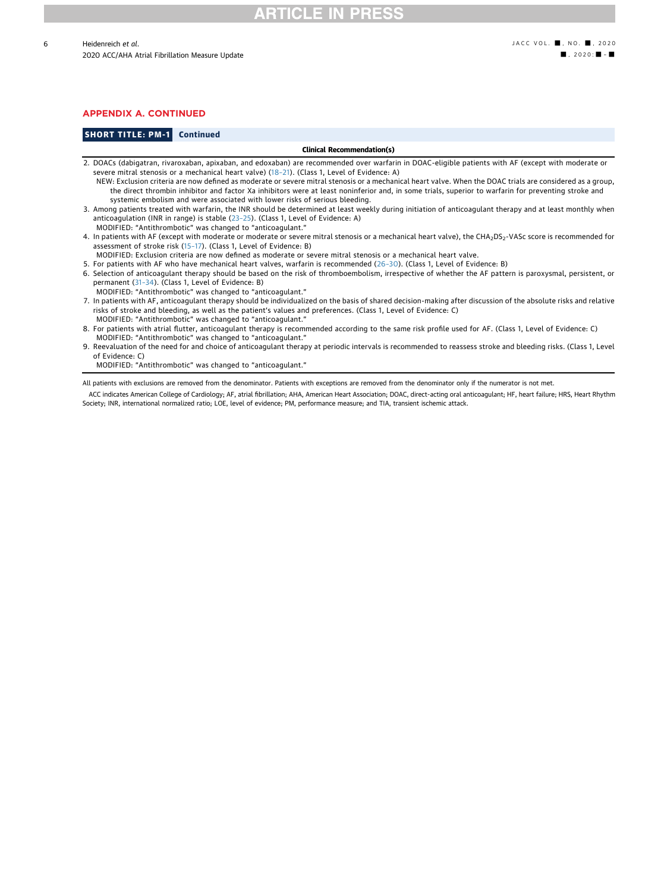## APPENDIX A. CONTINUED

**SHORT TITLE: PM-1 Continued**

**Clinical Recommendation(s)**

2. DOACs (dabigatran, rivaroxaban, apixaban, and edoxaban) are recommended over warfarin in DOAC-eligible patients with AF (except with moderate or severe mitral stenosis or a mechanical heart valve) (18–21). (Class 1, Level of Evidence: A)
   NEW: Exclusion criteria are now defined as moderate or severe mitral stenosis or a mechanical heart valve. When the DOAC trials are considered as a group, the direct thrombin inhibitor and factor Xa inhibitors were at least noninferior and, in some trials, superior to warfarin for preventing stroke and systemic embolism and were associated with lower risks of serious bleeding.
3. Among patients treated with warfarin, the INR should be determined at least weekly during initiation of anticoagulant therapy and at least monthly when anticoagulation (INR in range) is stable (23–25). (Class 1, Level of Evidence: A)
   MODIFIED: "Antithrombotic" was changed to "anticoagulant."
4. In patients with AF (except with moderate or moderate or severe mitral stenosis or a mechanical heart valve), the $CHA_2DS_2$-VASc score is recommended for assessment of stroke risk (15–17). (Class 1, Level of Evidence: B)
   MODIFIED: Exclusion criteria are now defined as moderate or severe mitral stenosis or a mechanical heart valve.
5. For patients with AF who have mechanical heart valves, warfarin is recommended (26–30). (Class 1, Level of Evidence: B)
6. Selection of anticoagulant therapy should be based on the risk of thromboembolism, irrespective of whether the AF pattern is paroxysmal, persistent, or permanent (31–34). (Class 1, Level of Evidence: B)
   MODIFIED: "Antithrombotic" was changed to "anticoagulant."
7. In patients with AF, anticoagulant therapy should be individualized on the basis of shared decision-making after discussion of the absolute risks and relative risks of stroke and bleeding, as well as the patient's values and preferences. (Class 1, Level of Evidence: C)
   MODIFIED: "Antithrombotic" was changed to "anticoagulant."
8. For patients with atrial flutter, anticoagulant therapy is recommended according to the same risk profile used for AF. (Class 1, Level of Evidence: C)
   MODIFIED: "Antithrombotic" was changed to "anticoagulant."
9. Reevaluation of the need for and choice of anticoagulant therapy at periodic intervals is recommended to reassess stroke and bleeding risks. (Class 1, Level of Evidence: C)
   MODIFIED: "Antithrombotic" was changed to "anticoagulant."

All patients with exclusions are removed from the denominator. Patients with exceptions are removed from the denominator only if the numerator is not met.

ACC indicates American College of Cardiology; AF, atrial fibrillation; AHA, American Heart Association; DOAC, direct-acting oral anticoagulant; HF, heart failure; HRS, Heart Rhythm Society; INR, international normalized ratio; LOE, level of evidence; PM, performance measure; and TIA, transient ischemic attack.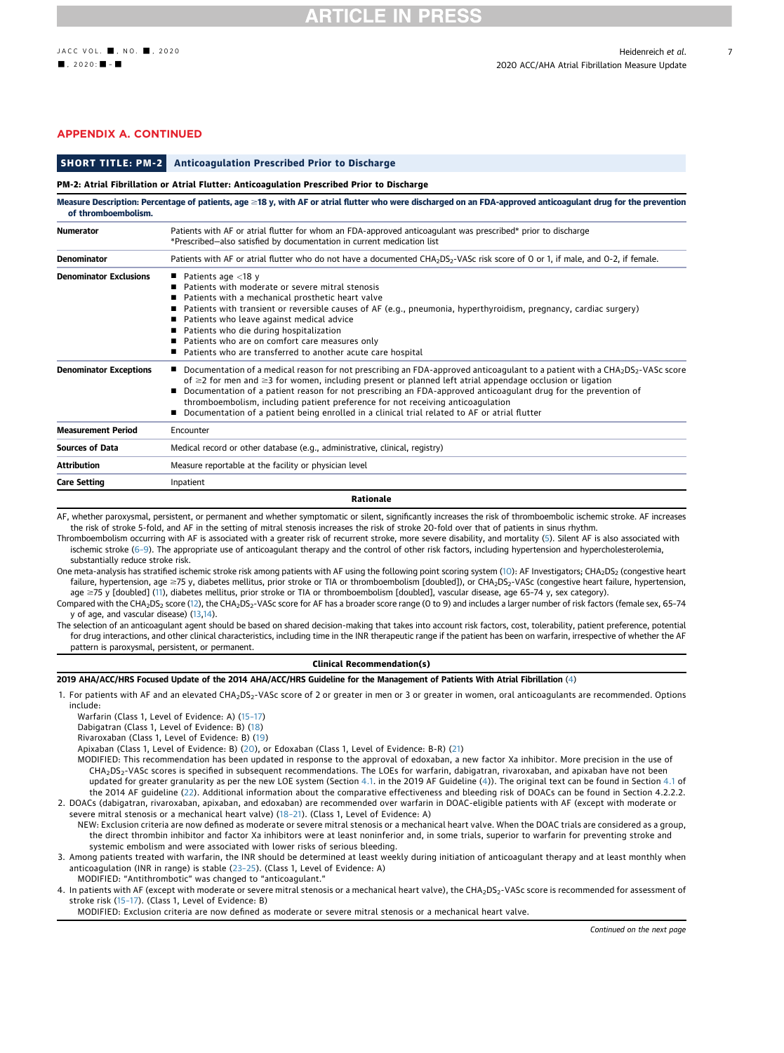## APPENDIX A. CONTINUED

**SHORT TITLE: PM-2** **Anticoagulation Prescribed Prior to Discharge**

**PM-2: Atrial Fibrillation or Atrial Flutter: Anticoagulation Prescribed Prior to Discharge**

| **Measure Description: Percentage of patients, age ≥18 y, with AF or atrial flutter who were discharged on an FDA-approved anticoagulant drug for the prevention of thromboembolism.** | |
|---|---|
| **Numerator** | Patients with AF or atrial flutter for whom an FDA-approved anticoagulant was prescribed* prior to discharge<br>*Prescribed—also satisfied by documentation in current medication list |
| **Denominator** | Patients with AF or atrial flutter who do not have a documented $CHA_2DS_2$-VASc risk score of 0 or 1, if male, and 0-2, if female. |
| **Denominator Exclusions** | ■ Patients age <18 y<br>■ Patients with moderate or severe mitral stenosis<br>■ Patients with a mechanical prosthetic heart valve<br>■ Patients with transient or reversible causes of AF (e.g., pneumonia, hyperthyroidism, pregnancy, cardiac surgery)<br>■ Patients who leave against medical advice<br>■ Patients who die during hospitalization<br>■ Patients who are on comfort care measures only<br>■ Patients who are transferred to another acute care hospital |
| **Denominator Exceptions** | ■ Documentation of a medical reason for not prescribing an FDA-approved anticoagulant to a patient with a $CHA_2DS_2$-VASc score of ≥2 for men and ≥3 for women, including present or planned left atrial appendage occlusion or ligation<br>■ Documentation of a patient reason for not prescribing an FDA-approved anticoagulant drug for the prevention of thromboembolism, including patient preference for not receiving anticoagulation<br>■ Documentation of a patient being enrolled in a clinical trial related to AF or atrial flutter |
| **Measurement Period** | Encounter |
| **Sources of Data** | Medical record or other database (e.g., administrative, clinical, registry) |
| **Attribution** | Measure reportable at the facility or physician level |
| **Care Setting** | Inpatient |

**Rationale**

AF, whether paroxysmal, persistent, or permanent and whether symptomatic or silent, significantly increases the risk of thromboembolic ischemic stroke. AF increases the risk of stroke 5-fold, and AF in the setting of mitral stenosis increases the risk of stroke 20-fold over that of patients in sinus rhythm.

Thromboembolism occurring with AF is associated with a greater risk of recurrent stroke, more severe disability, and mortality (5). Silent AF is also associated with ischemic stroke (6-9). The appropriate use of anticoagulant therapy and the control of other risk factors, including hypertension and hypercholesterolemia, substantially reduce stroke risk.

One meta-analysis has stratified ischemic stroke risk among patients with AF using the following point scoring system (10): AF Investigators; $CHA_2DS_2$ (congestive heart failure, hypertension, age ≥75 y, diabetes mellitus, prior stroke or TIA or thromboembolism [doubled]), or $CHA_2DS_2$-VASc (congestive heart failure, hypertension, age ≥75 y [doubled] (11), diabetes mellitus, prior stroke or TIA or thromboembolism [doubled], vascular disease, age 65-74 y, sex category).

Compared with the $CHA_2DS_2$ score (12), the $CHA_2DS_2$-VASc score for AF has a broader score range (0 to 9) and includes a larger number of risk factors (female sex, 65-74 y of age, and vascular disease) (13,14).

The selection of an anticoagulant agent should be based on shared decision-making that takes into account risk factors, cost, tolerability, patient preference, potential for drug interactions, and other clinical characteristics, including time in the INR therapeutic range if the patient has been on warfarin, irrespective of whether the AF pattern is paroxysmal, persistent, or permanent.

**Clinical Recommendation(s)**

**2019 AHA/ACC/HRS Focused Update of the 2014 AHA/ACC/HRS Guideline for the Management of Patients With Atrial Fibrillation (4)**

1. For patients with AF and an elevated $CHA_2DS_2$-VASc score of 2 or greater in men or 3 or greater in women, oral anticoagulants are recommended. Options include:
   Warfarin (Class 1, Level of Evidence: A) (15-17)
   Dabigatran (Class 1, Level of Evidence: B) (18)
   Rivaroxaban (Class 1, Level of Evidence: B) (19)
   Apixaban (Class 1, Level of Evidence: B) (20), or Edoxaban (Class 1, Level of Evidence: B-R) (21)
   MODIFIED: This recommendation has been updated in response to the approval of edoxaban, a new factor Xa inhibitor. More precision in the use of $CHA_2DS_2$-VASc scores is specified in subsequent recommendations. The LOEs for warfarin, dabigatran, rivaroxaban, and apixaban have not been updated for greater granularity as per the new LOE system (Section 4.1. in the 2019 AF Guideline (4)). The original text can be found in Section 4.1 of the 2014 AF guideline (22). Additional information about the comparative effectiveness and bleeding risk of DOACs can be found in Section 4.2.2.2.
2. DOACs (dabigatran, rivaroxaban, apixaban, and edoxaban) are recommended over warfarin in DOAC-eligible patients with AF (except with moderate or severe mitral stenosis or a mechanical heart valve) (18-21). (Class 1, Level of Evidence: A)
   NEW: Exclusion criteria are now defined as moderate or severe mitral stenosis or a mechanical heart valve. When the DOAC trials are considered as a group, the direct thrombin inhibitor and factor Xa inhibitors were at least noninferior and, in some trials, superior to warfarin for preventing stroke and systemic embolism and were associated with lower risks of serious bleeding.
3. Among patients treated with warfarin, the INR should be determined at least weekly during initiation of anticoagulant therapy and at least monthly when anticoagulation (INR in range) is stable (23-25). (Class 1, Level of Evidence: A)
   MODIFIED: "Antithrombotic" was changed to "anticoagulant."
4. In patients with AF (except with moderate or severe mitral stenosis or a mechanical heart valve), the $CHA_2DS_2$-VASc score is recommended for assessment of stroke risk (15-17). (Class 1, Level of Evidence: B)
   MODIFIED: Exclusion criteria are now defined as moderate or severe mitral stenosis or a mechanical heart valve.

*Continued on the next page*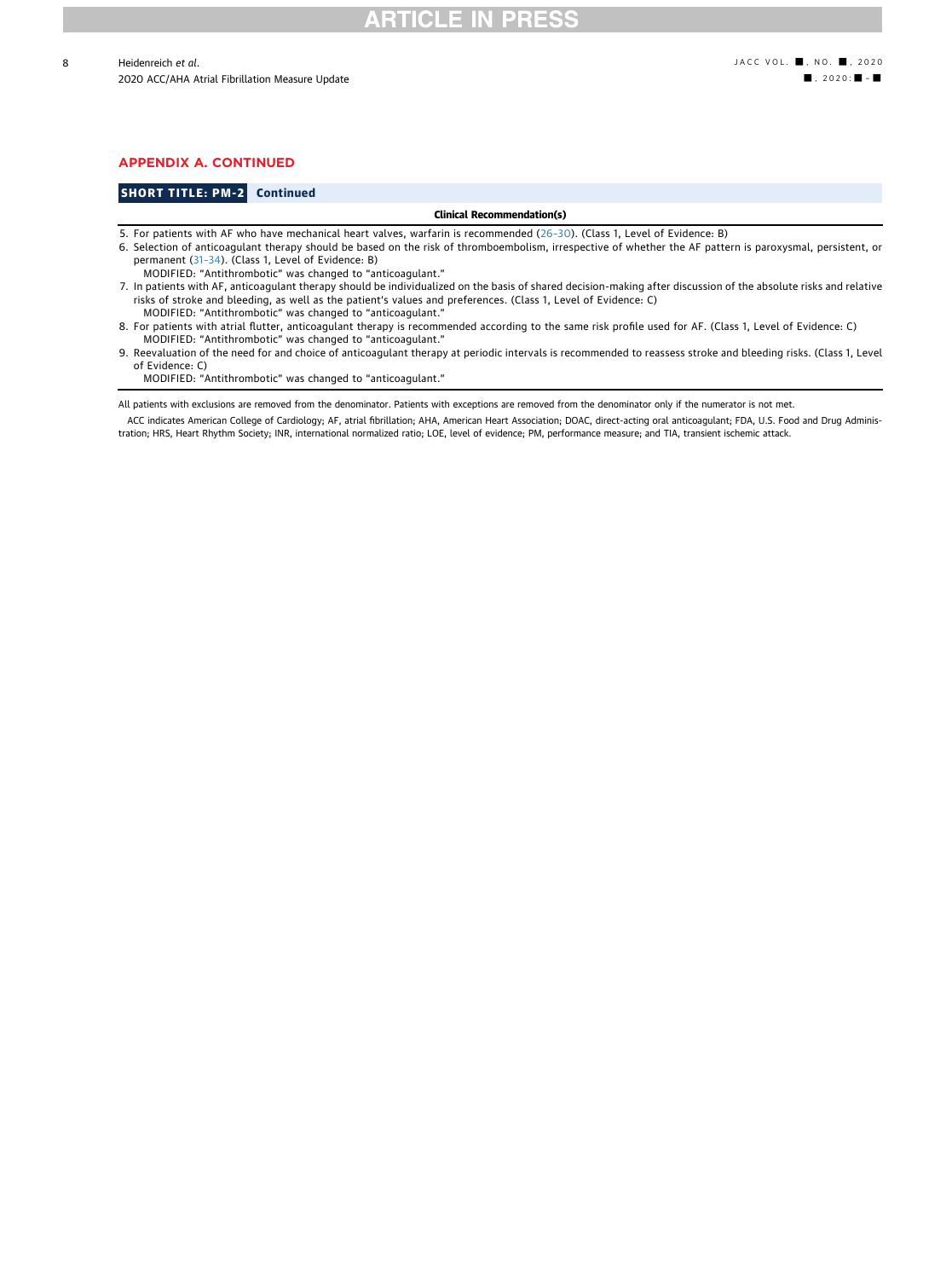## APPENDIX A. CONTINUED

**SHORT TITLE: PM-2 Continued**

**Clinical Recommendation(s)**

5. For patients with AF who have mechanical heart valves, warfarin is recommended (26–30). (Class 1, Level of Evidence: B)
6. Selection of anticoagulant therapy should be based on the risk of thromboembolism, irrespective of whether the AF pattern is paroxysmal, persistent, or permanent (31–34). (Class 1, Level of Evidence: B)
   MODIFIED: "Antithrombotic" was changed to "anticoagulant."
7. In patients with AF, anticoagulant therapy should be individualized on the basis of shared decision-making after discussion of the absolute risks and relative risks of stroke and bleeding, as well as the patient's values and preferences. (Class 1, Level of Evidence: C)
   MODIFIED: "Antithrombotic" was changed to "anticoagulant."
8. For patients with atrial flutter, anticoagulant therapy is recommended according to the same risk profile used for AF. (Class 1, Level of Evidence: C)
   MODIFIED: "Antithrombotic" was changed to "anticoagulant."
9. Reevaluation of the need for and choice of anticoagulant therapy at periodic intervals is recommended to reassess stroke and bleeding risks. (Class 1, Level of Evidence: C)
   MODIFIED: "Antithrombotic" was changed to "anticoagulant."

All patients with exclusions are removed from the denominator. Patients with exceptions are removed from the denominator only if the numerator is not met.

ACC indicates American College of Cardiology; AF, atrial fibrillation; AHA, American Heart Association; DOAC, direct-acting oral anticoagulant; FDA, U.S. Food and Drug Administration; HRS, Heart Rhythm Society; INR, international normalized ratio; LOE, level of evidence; PM, performance measure; and TIA, transient ischemic attack.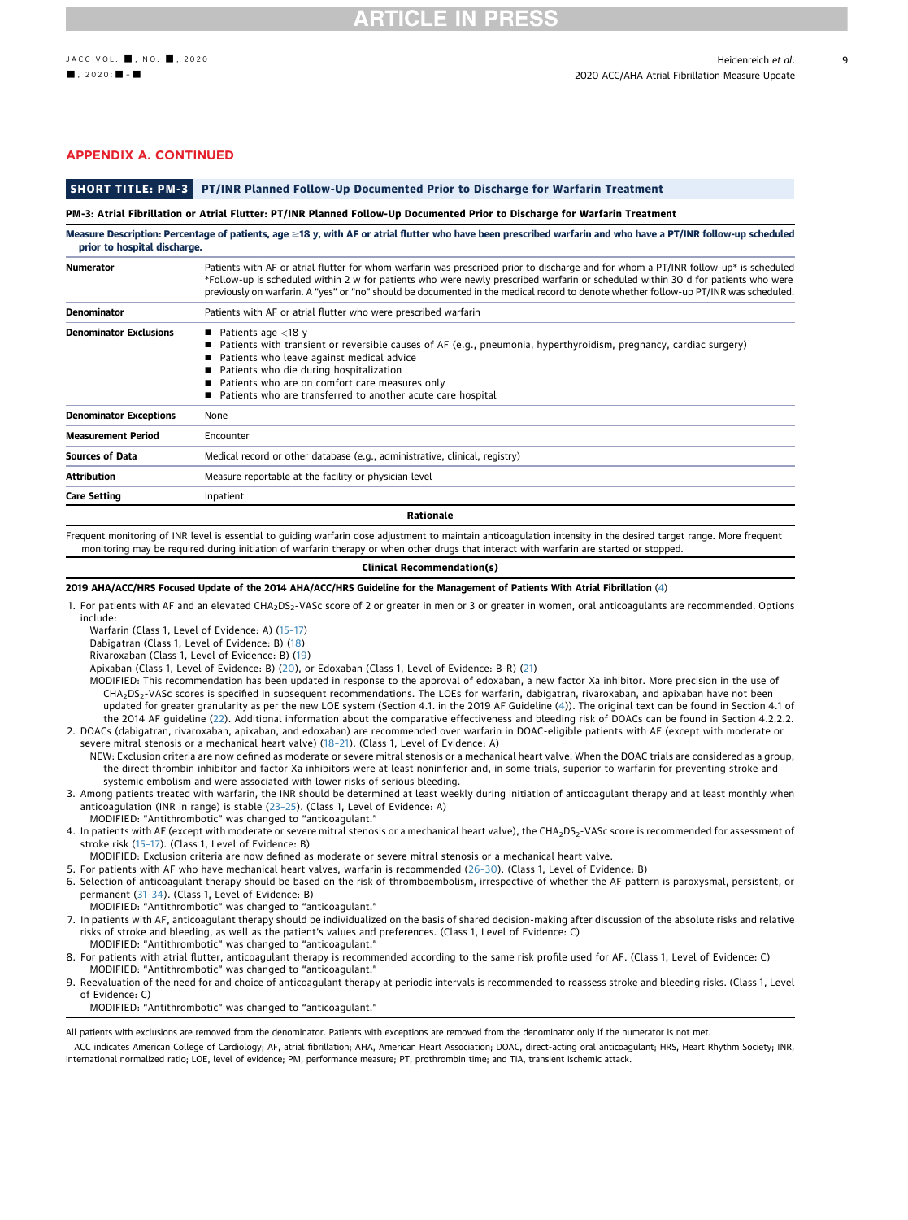## APPENDIX A. CONTINUED

**SHORT TITLE: PM-3** **PT/INR Planned Follow-Up Documented Prior to Discharge for Warfarin Treatment**

**PM-3: Atrial Fibrillation or Atrial Flutter: PT/INR Planned Follow-Up Documented Prior to Discharge for Warfarin Treatment**

| **Measure Description: Percentage of patients, age ≥18 y, with AF or atrial flutter who have been prescribed warfarin and who have a PT/INR follow-up scheduled prior to hospital discharge.** | |
|---|---|
| **Numerator** | Patients with AF or atrial flutter for whom warfarin was prescribed prior to discharge and for whom a PT/INR follow-up* is scheduled<br>*Follow-up is scheduled within 2 w for patients who were newly prescribed warfarin or scheduled within 30 d for patients who were previously on warfarin. A "yes" or "no" should be documented in the medical record to denote whether follow-up PT/INR was scheduled. |
| **Denominator** | Patients with AF or atrial flutter who were prescribed warfarin |
| **Denominator Exclusions** | ■ Patients age <18 y<br>■ Patients with transient or reversible causes of AF (e.g., pneumonia, hyperthyroidism, pregnancy, cardiac surgery)<br>■ Patients who leave against medical advice<br>■ Patients who die during hospitalization<br>■ Patients who are on comfort care measures only<br>■ Patients who are transferred to another acute care hospital |
| **Denominator Exceptions** | None |
| **Measurement Period** | Encounter |
| **Sources of Data** | Medical record or other database (e.g., administrative, clinical, registry) |
| **Attribution** | Measure reportable at the facility or physician level |
| **Care Setting** | Inpatient |

**Rationale**

Frequent monitoring of INR level is essential to guiding warfarin dose adjustment to maintain anticoagulation intensity in the desired target range. More frequent monitoring may be required during initiation of warfarin therapy or when other drugs that interact with warfarin are started or stopped.

**Clinical Recommendation(s)**

**2019 AHA/ACC/HRS Focused Update of the 2014 AHA/ACC/HRS Guideline for the Management of Patients With Atrial Fibrillation (4)**

1. For patients with AF and an elevated $CHA_2DS_2$-VASc score of 2 or greater in men or 3 or greater in women, oral anticoagulants are recommended. Options include:
   Warfarin (Class 1, Level of Evidence: A) (15-17)
   Dabigatran (Class 1, Level of Evidence: B) (18)
   Rivaroxaban (Class 1, Level of Evidence: B) (19)
   Apixaban (Class 1, Level of Evidence: B) (20), or Edoxaban (Class 1, Level of Evidence: B-R) (21)
   MODIFIED: This recommendation has been updated in response to the approval of edoxaban, a new factor Xa inhibitor. More precision in the use of $CHA_2DS_2$-VASc scores is specified in subsequent recommendations. The LOEs for warfarin, dabigatran, rivaroxaban, and apixaban have not been updated for greater granularity as per the new LOE system (Section 4.1. in the 2019 AF Guideline (4)). The original text can be found in Section 4.1 of the 2014 AF guideline (22). Additional information about the comparative effectiveness and bleeding risk of DOACs can be found in Section 4.2.2.2.
2. DOACs (dabigatran, rivaroxaban, apixaban, and edoxaban) are recommended over warfarin in DOAC-eligible patients with AF (except with moderate or severe mitral stenosis or a mechanical heart valve) (18-21). (Class 1, Level of Evidence: A)
   NEW: Exclusion criteria are now defined as moderate or severe mitral stenosis or a mechanical heart valve. When the DOAC trials are considered as a group, the direct thrombin inhibitor and factor Xa inhibitors were at least noninferior and, in some trials, superior to warfarin for preventing stroke and systemic embolism and were associated with lower risks of serious bleeding.
3. Among patients treated with warfarin, the INR should be determined at least weekly during initiation of anticoagulant therapy and at least monthly when anticoagulation (INR in range) is stable (23-25). (Class 1, Level of Evidence: A)
   MODIFIED: "Antithrombotic" was changed to "anticoagulant."
4. In patients with AF (except with moderate or severe mitral stenosis or a mechanical heart valve), the $CHA_2DS_2$-VASc score is recommended for assessment of stroke risk (15-17). (Class 1, Level of Evidence: B)
   MODIFIED: Exclusion criteria are now defined as moderate or severe mitral stenosis or a mechanical heart valve.
5. For patients with AF who have mechanical heart valves, warfarin is recommended (26-30). (Class 1, Level of Evidence: B)
6. Selection of anticoagulant therapy should be based on the risk of thromboembolism, irrespective of whether the AF pattern is paroxysmal, persistent, or permanent (31-34). (Class 1, Level of Evidence: B)
   MODIFIED: "Antithrombotic" was changed to "anticoagulant."
7. In patients with AF, anticoagulant therapy should be individualized on the basis of shared decision-making after discussion of the absolute risks and relative risks of stroke and bleeding, as well as the patient's values and preferences. (Class 1, Level of Evidence: C)
   MODIFIED: "Antithrombotic" was changed to "anticoagulant."
8. For patients with atrial flutter, anticoagulant therapy is recommended according to the same risk profile used for AF. (Class 1, Level of Evidence: C)
   MODIFIED: "Antithrombotic" was changed to "anticoagulant."
9. Reevaluation of the need for and choice of anticoagulant therapy at periodic intervals is recommended to reassess stroke and bleeding risks. (Class 1, Level of Evidence: C)
   MODIFIED: "Antithrombotic" was changed to "anticoagulant."

All patients with exclusions are removed from the denominator. Patients with exceptions are removed from the denominator only if the numerator is not met.

ACC indicates American College of Cardiology; AF, atrial fibrillation; AHA, American Heart Association; DOAC, direct-acting oral anticoagulant; HRS, Heart Rhythm Society; INR, international normalized ratio; LOE, level of evidence; PM, performance measure; PT, prothrombin time; and TIA, transient ischemic attack.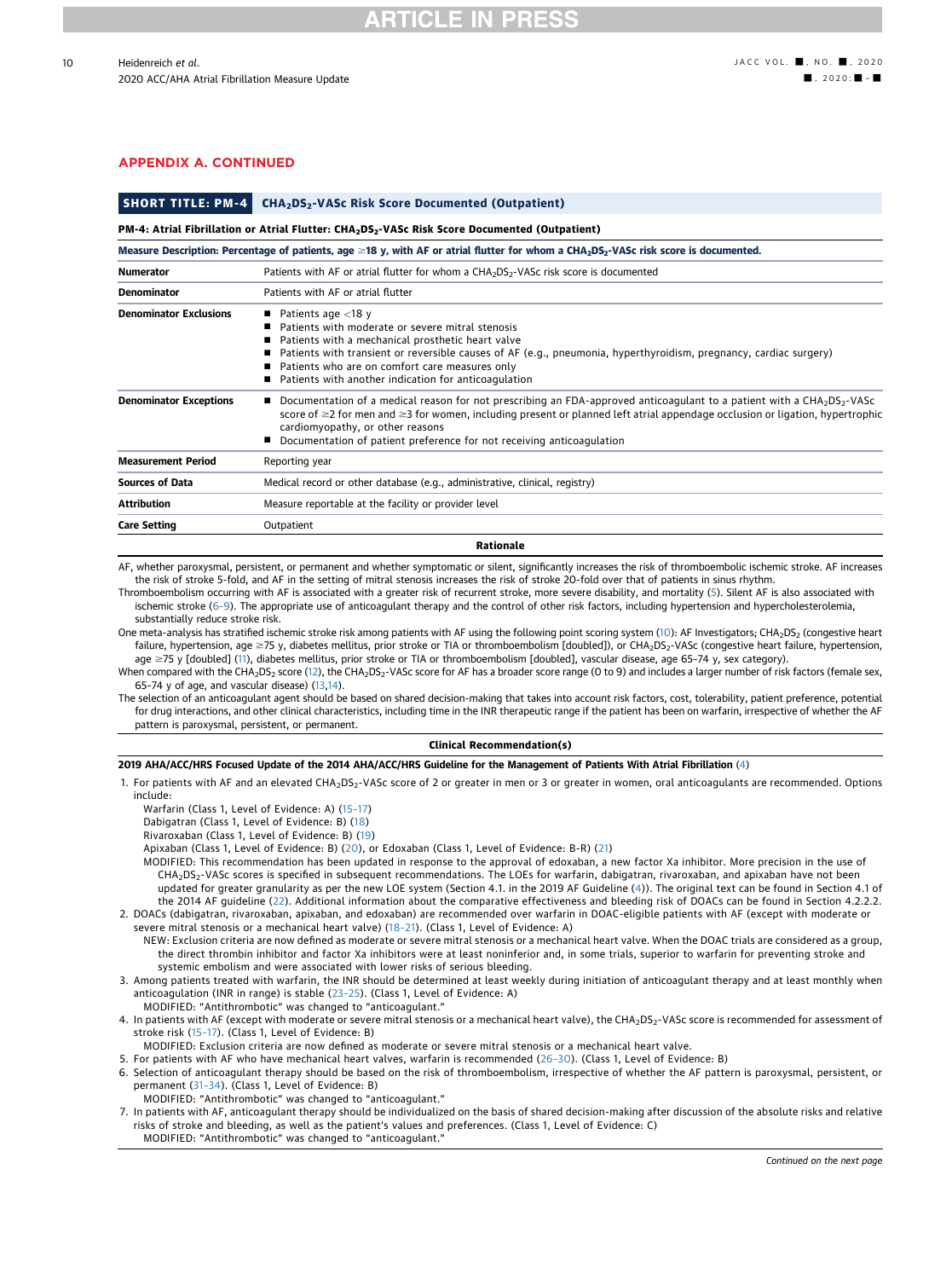## APPENDIX A. CONTINUED

### SHORT TITLE: PM-4 $CHA_2DS_2$-VASc Risk Score Documented (Outpatient)

**PM-4: Atrial Fibrillation or Atrial Flutter: $CHA_2DS_2$-VASc Risk Score Documented (Outpatient)**

**Measure Description: Percentage of patients, age ≥18 y, with AF or atrial flutter for whom a $CHA_2DS_2$-VASc risk score is documented.**

| | |
|---|---|
| **Numerator** | Patients with AF or atrial flutter for whom a $CHA_2DS_2$-VASc risk score is documented |
| **Denominator** | Patients with AF or atrial flutter |
| **Denominator Exclusions** | ■ Patients age <18 y<br>■ Patients with moderate or severe mitral stenosis<br>■ Patients with a mechanical prosthetic heart valve<br>■ Patients with transient or reversible causes of AF (e.g., pneumonia, hyperthyroidism, pregnancy, cardiac surgery)<br>■ Patients who are on comfort care measures only<br>■ Patients with another indication for anticoagulation |
| **Denominator Exceptions** | ■ Documentation of a medical reason for not prescribing an FDA-approved anticoagulant to a patient with a $CHA_2DS_2$-VASc score of ≥2 for men and ≥3 for women, including present or planned left atrial appendage occlusion or ligation, hypertrophic cardiomyopathy, or other reasons<br>■ Documentation of patient preference for not receiving anticoagulation |
| **Measurement Period** | Reporting year |
| **Sources of Data** | Medical record or other database (e.g., administrative, clinical, registry) |
| **Attribution** | Measure reportable at the facility or provider level |
| **Care Setting** | Outpatient |

**Rationale**

AF, whether paroxysmal, persistent, or permanent and whether symptomatic or silent, significantly increases the risk of thromboembolic ischemic stroke. AF increases the risk of stroke 5-fold, and AF in the setting of mitral stenosis increases the risk of stroke 20-fold over that of patients in sinus rhythm.

Thromboembolism occurring with AF is associated with a greater risk of recurrent stroke, more severe disability, and mortality (5). Silent AF is also associated with ischemic stroke (6–9). The appropriate use of anticoagulant therapy and the control of other risk factors, including hypertension and hypercholesterolemia, substantially reduce stroke risk.

One meta-analysis has stratified ischemic stroke risk among patients with AF using the following point scoring system (10): AF Investigators; $CHA_2DS_2$ (congestive heart failure, hypertension, age ≥75 y, diabetes mellitus, prior stroke or TIA or thromboembolism [doubled]), or $CHA_2DS_2$-VASc (congestive heart failure, hypertension, age ≥75 y [doubled] (11), diabetes mellitus, prior stroke or TIA or thromboembolism [doubled], vascular disease, age 65–74 y, sex category).

When compared with the $CHA_2DS_2$ score (12), the $CHA_2DS_2$-VASc score for AF has a broader score range (0 to 9) and includes a larger number of risk factors (female sex, 65–74 y of age, and vascular disease) (13,14).

The selection of an anticoagulant agent should be based on shared decision-making that takes into account risk factors, cost, tolerability, patient preference, potential for drug interactions, and other clinical characteristics, including time in the INR therapeutic range if the patient has been on warfarin, irrespective of whether the AF pattern is paroxysmal, persistent, or permanent.

**Clinical Recommendation(s)**

**2019 AHA/ACC/HRS Focused Update of the 2014 AHA/ACC/HRS Guideline for the Management of Patients With Atrial Fibrillation (4)**

1. For patients with AF and an elevated $CHA_2DS_2$-VASc score of 2 or greater in men or 3 or greater in women, oral anticoagulants are recommended. Options include:
   - Warfarin (Class 1, Level of Evidence: A) (15–17)
   - Dabigatran (Class 1, Level of Evidence: B) (18)
   - Rivaroxaban (Class 1, Level of Evidence: B) (19)
   - Apixaban (Class 1, Level of Evidence: B) (20), or Edoxaban (Class 1, Level of Evidence: B-R) (21)
   
   MODIFIED: This recommendation has been updated in response to the approval of edoxaban, a new factor Xa inhibitor. More precision in the use of $CHA_2DS_2$-VASc scores is specified in subsequent recommendations. The LOEs for warfarin, dabigatran, rivaroxaban, and apixaban have not been updated for greater granularity as per the new LOE system (Section 4.1. in the 2019 AF Guideline (4)). The original text can be found in Section 4.1 of the 2014 AF guideline (22). Additional information about the comparative effectiveness and bleeding risk of DOACs can be found in Section 4.2.2.2.
2. DOACs (dabigatran, rivaroxaban, apixaban, and edoxaban) are recommended over warfarin in DOAC-eligible patients with AF (except with moderate or severe mitral stenosis or a mechanical heart valve) (18–21). (Class 1, Level of Evidence: A)
   
   NEW: Exclusion criteria are now defined as moderate or severe mitral stenosis or a mechanical heart valve. When the DOAC trials are considered as a group, the direct thrombin inhibitor and factor Xa inhibitors were at least noninferior and, in some trials, superior to warfarin for preventing stroke and systemic embolism and were associated with lower risks of serious bleeding.
3. Among patients treated with warfarin, the INR should be determined at least weekly during initiation of anticoagulant therapy and at least monthly when anticoagulation (INR in range) is stable (23–25). (Class 1, Level of Evidence: A)
   
   MODIFIED: "Antithrombotic" was changed to "anticoagulant."
4. In patients with AF (except with moderate or severe mitral stenosis or a mechanical heart valve), the $CHA_2DS_2$-VASc score is recommended for assessment of stroke risk (15–17). (Class 1, Level of Evidence: B)
   
   MODIFIED: Exclusion criteria are now defined as moderate or severe mitral stenosis or a mechanical heart valve.
5. For patients with AF who have mechanical heart valves, warfarin is recommended (26–30). (Class 1, Level of Evidence: B)
6. Selection of anticoagulant therapy should be based on the risk of thromboembolism, irrespective of whether the AF pattern is paroxysmal, persistent, or permanent (31–34). (Class 1, Level of Evidence: B)
   
   MODIFIED: "Antithrombotic" was changed to "anticoagulant."
7. In patients with AF, anticoagulant therapy should be individualized on the basis of shared decision-making after discussion of the absolute risks and relative risks of stroke and bleeding, as well as the patient's values and preferences. (Class 1, Level of Evidence: C)
   
   MODIFIED: "Antithrombotic" was changed to "anticoagulant."

*Continued on the next page*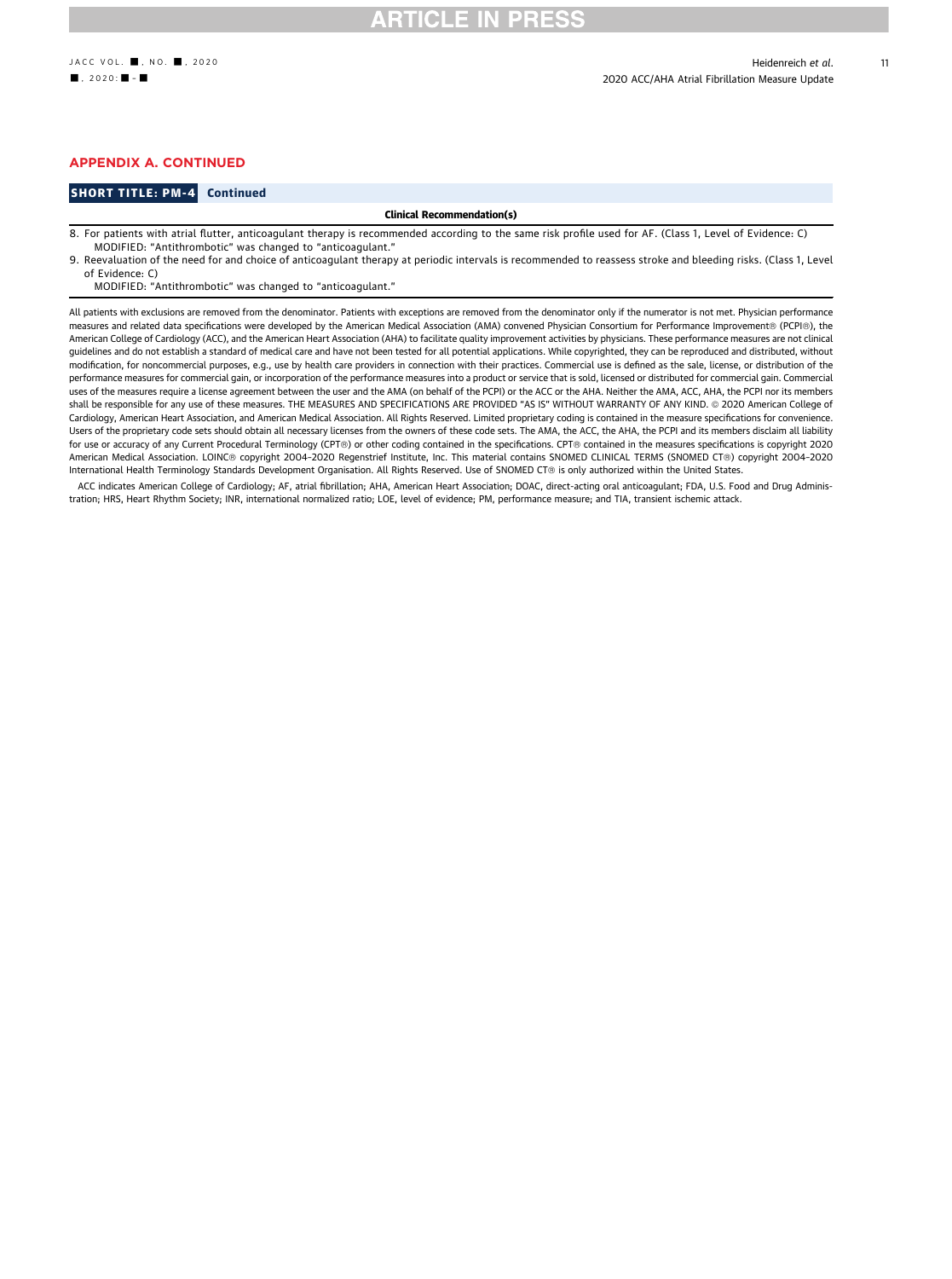## APPENDIX A. CONTINUED

**SHORT TITLE: PM-4** **Continued**

**Clinical Recommendation(s)**

8. For patients with atrial flutter, anticoagulant therapy is recommended according to the same risk profile used for AF. (Class 1, Level of Evidence: C)
   MODIFIED: "Antithrombotic" was changed to "anticoagulant."
9. Reevaluation of the need for and choice of anticoagulant therapy at periodic intervals is recommended to reassess stroke and bleeding risks. (Class 1, Level of Evidence: C)
   MODIFIED: "Antithrombotic" was changed to "anticoagulant."

All patients with exclusions are removed from the denominator. Patients with exceptions are removed from the denominator only if the numerator is not met. Physician performance measures and related data specifications were developed by the American Medical Association (AMA) convened Physician Consortium for Performance Improvement® (PCPI®), the American College of Cardiology (ACC), and the American Heart Association (AHA) to facilitate quality improvement activities by physicians. These performance measures are not clinical guidelines and do not establish a standard of medical care and have not been tested for all potential applications. While copyrighted, they can be reproduced and distributed, without modification, for noncommercial purposes, e.g., use by health care providers in connection with their practices. Commercial use is defined as the sale, license, or distribution of the performance measures for commercial gain, or incorporation of the performance measures into a product or service that is sold, licensed or distributed for commercial gain. Commercial uses of the measures require a license agreement between the user and the AMA (on behalf of the PCPI) or the ACC or the AHA. Neither the AMA, ACC, AHA, the PCPI nor its members shall be responsible for any use of these measures. THE MEASURES AND SPECIFICATIONS ARE PROVIDED "AS IS" WITHOUT WARRANTY OF ANY KIND. © 2020 American College of Cardiology, American Heart Association, and American Medical Association. All Rights Reserved. Limited proprietary coding is contained in the measure specifications for convenience. Users of the proprietary code sets should obtain all necessary licenses from the owners of these code sets. The AMA, the ACC, the AHA, the PCPI and its members disclaim all liability for use or accuracy of any Current Procedural Terminology (CPT®) or other coding contained in the specifications. CPT® contained in the measures specifications is copyright 2020 American Medical Association. LOINC® copyright 2004-2020 Regenstrief Institute, Inc. This material contains SNOMED CLINICAL TERMS (SNOMED CT®) copyright 2004-2020 International Health Terminology Standards Development Organisation. All Rights Reserved. Use of SNOMED CT® is only authorized within the United States.

ACC indicates American College of Cardiology; AF, atrial fibrillation; AHA, American Heart Association; DOAC, direct-acting oral anticoagulant; FDA, U.S. Food and Drug Administration; HRS, Heart Rhythm Society; INR, international normalized ratio; LOE, level of evidence; PM, performance measure; and TIA, transient ischemic attack.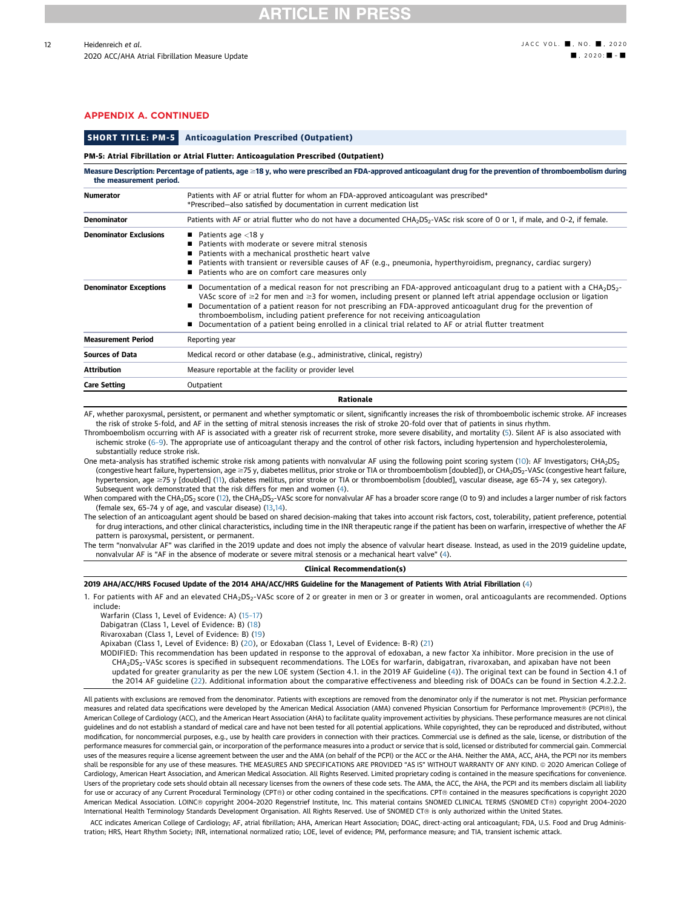## APPENDIX A. CONTINUED

**SHORT TITLE: PM-5** Anticoagulation Prescribed (Outpatient)

**PM-5: Atrial Fibrillation or Atrial Flutter: Anticoagulation Prescribed (Outpatient)**

| **Measure Description: Percentage of patients, age ≥18 y, who were prescribed an FDA-approved anticoagulant drug for the prevention of thromboembolism during the measurement period.** | |
|---|---|
| **Numerator** | Patients with AF or atrial flutter for whom an FDA-approved anticoagulant was prescribed*<br>*Prescribed—also satisfied by documentation in current medication list |
| **Denominator** | Patients with AF or atrial flutter who do not have a documented $CHA_2DS_2$-VASc risk score of 0 or 1, if male, and 0-2, if female. |
| **Denominator Exclusions** | ■ Patients age <18 y<br>■ Patients with moderate or severe mitral stenosis<br>■ Patients with a mechanical prosthetic heart valve<br>■ Patients with transient or reversible causes of AF (e.g., pneumonia, hyperthyroidism, pregnancy, cardiac surgery)<br>■ Patients who are on comfort care measures only |
| **Denominator Exceptions** | ■ Documentation of a medical reason for not prescribing an FDA-approved anticoagulant drug to a patient with a $CHA_2DS_2$-VASc score of ≥2 for men and ≥3 for women, including present or planned left atrial appendage occlusion or ligation<br>■ Documentation of a patient reason for not prescribing an FDA-approved anticoagulant drug for the prevention of thromboembolism, including patient preference for not receiving anticoagulation<br>■ Documentation of a patient being enrolled in a clinical trial related to AF or atrial flutter treatment |
| **Measurement Period** | Reporting year |
| **Sources of Data** | Medical record or other database (e.g., administrative, clinical, registry) |
| **Attribution** | Measure reportable at the facility or provider level |
| **Care Setting** | Outpatient |

**Rationale**

AF, whether paroxysmal, persistent, or permanent and whether symptomatic or silent, significantly increases the risk of thromboembolic ischemic stroke. AF increases the risk of stroke 5-fold, and AF in the setting of mitral stenosis increases the risk of stroke 20-fold over that of patients in sinus rhythm.

Thromboembolism occurring with AF is associated with a greater risk of recurrent stroke, more severe disability, and mortality (5). Silent AF is also associated with ischemic stroke (6-9). The appropriate use of anticoagulant therapy and the control of other risk factors, including hypertension and hypercholesterolemia, substantially reduce stroke risk.

One meta-analysis has stratified ischemic stroke risk among patients with nonvalvular AF using the following point scoring system (10): AF Investigators; $CHA_2DS_2$ (congestive heart failure, hypertension, age ≥75 y, diabetes mellitus, prior stroke or TIA or thromboembolism [doubled]), or $CHA_2DS_2$-VASc (congestive heart failure, hypertension, age ≥75 y [doubled] (11), diabetes mellitus, prior stroke or TIA or thromboembolism [doubled], vascular disease, age 65-74 y, sex category). Subsequent work demonstrated that the risk differs for men and women (4).

When compared with the $CHA_2DS_2$ score (12), the $CHA_2DS_2$-VASc score for nonvalvular AF has a broader score range (0 to 9) and includes a larger number of risk factors (female sex, 65-74 y of age, and vascular disease) (13,14).

The selection of an anticoagulant agent should be based on shared decision-making that takes into account risk factors, cost, tolerability, patient preference, potential for drug interactions, and other clinical characteristics, including time in the INR therapeutic range if the patient has been on warfarin, irrespective of whether the AF pattern is paroxysmal, persistent, or permanent.

The term "nonvalvular AF" was clarified in the 2019 update and does not imply the absence of valvular heart disease. Instead, as used in the 2019 guideline update, nonvalvular AF is "AF in the absence of moderate or severe mitral stenosis or a mechanical heart valve" (4).

**Clinical Recommendation(s)**

**2019 AHA/ACC/HRS Focused Update of the 2014 AHA/ACC/HRS Guideline for the Management of Patients With Atrial Fibrillation (4)**

1. For patients with AF and an elevated $CHA_2DS_2$-VASc score of 2 or greater in men or 3 or greater in women, oral anticoagulants are recommended. Options include:

   Warfarin (Class 1, Level of Evidence: A) (15-17)
   Dabigatran (Class 1, Level of Evidence: B) (18)
   Rivaroxaban (Class 1, Level of Evidence: B) (19)
   Apixaban (Class 1, Level of Evidence: B) (20), or Edoxaban (Class 1, Level of Evidence: B-R) (21)
   MODIFIED: This recommendation has been updated in response to the approval of edoxaban, a new factor Xa inhibitor. More precision in the use of $CHA_2DS_2$-VASc scores is specified in subsequent recommendations. The LOEs for warfarin, dabigatran, rivaroxaban, and apixaban have not been updated for greater granularity as per the new LOE system (Section 4.1. in the 2019 AF Guideline (4)). The original text can be found in Section 4.1 of the 2014 AF guideline (22). Additional information about the comparative effectiveness and bleeding risk of DOACs can be found in Section 4.2.2.2.

All patients with exclusions are removed from the denominator. Patients with exceptions are removed from the denominator only if the numerator is not met. Physician performance measures and related data specifications were developed by the American Medical Association (AMA) convened Physician Consortium for Performance Improvement® (PCPI®), the American College of Cardiology (ACC), and the American Heart Association (AHA) to facilitate quality improvement activities by physicians. These performance measures are not clinical guidelines and do not establish a standard of medical care and have not been tested for all potential applications. While copyrighted, they can be reproduced and distributed, without modification, for noncommercial purposes, e.g., use by health care providers in connection with their practices. Commercial use is defined as the sale, license, or distribution of the performance measures for commercial gain, or incorporation of the performance measures into a product or service that is sold, licensed or distributed for commercial gain. Commercial uses of the measures require a license agreement between the user and the AMA (on behalf of the PCPI) or the ACC or the AHA. Neither the AMA, ACC, AHA, the PCPI nor its members shall be responsible for any use of these measures. THE MEASURES AND SPECIFICATIONS ARE PROVIDED "AS IS" WITHOUT WARRANTY OF ANY KIND. © 2020 American College of Cardiology, American Heart Association, and American Medical Association. All Rights Reserved. Limited proprietary coding is contained in the measure specifications for convenience. Users of the proprietary code sets should obtain all necessary licenses from the owners of these code sets. The AMA, the ACC, the AHA, the PCPI and its members disclaim all liability for use or accuracy of any Current Procedural Terminology (CPT®) or other coding contained in the specifications. CPT® contained in the measures specifications is copyright 2020 American Medical Association. LOINC® copyright 2004-2020 Regenstrief Institute, Inc. This material contains SNOMED CLINICAL TERMS (SNOMED CT®) copyright 2004-2020 International Health Terminology Standards Development Organisation. All Rights Reserved. Use of SNOMED CT® is only authorized within the United States.

ACC indicates American College of Cardiology; AF, atrial fibrillation; AHA, American Heart Association; DOAC, direct-acting oral anticoagulant; FDA, U.S. Food and Drug Administration; HRS, Heart Rhythm Society; INR, international normalized ratio; LOE, level of evidence; PM, performance measure; and TIA, transient ischemic attack.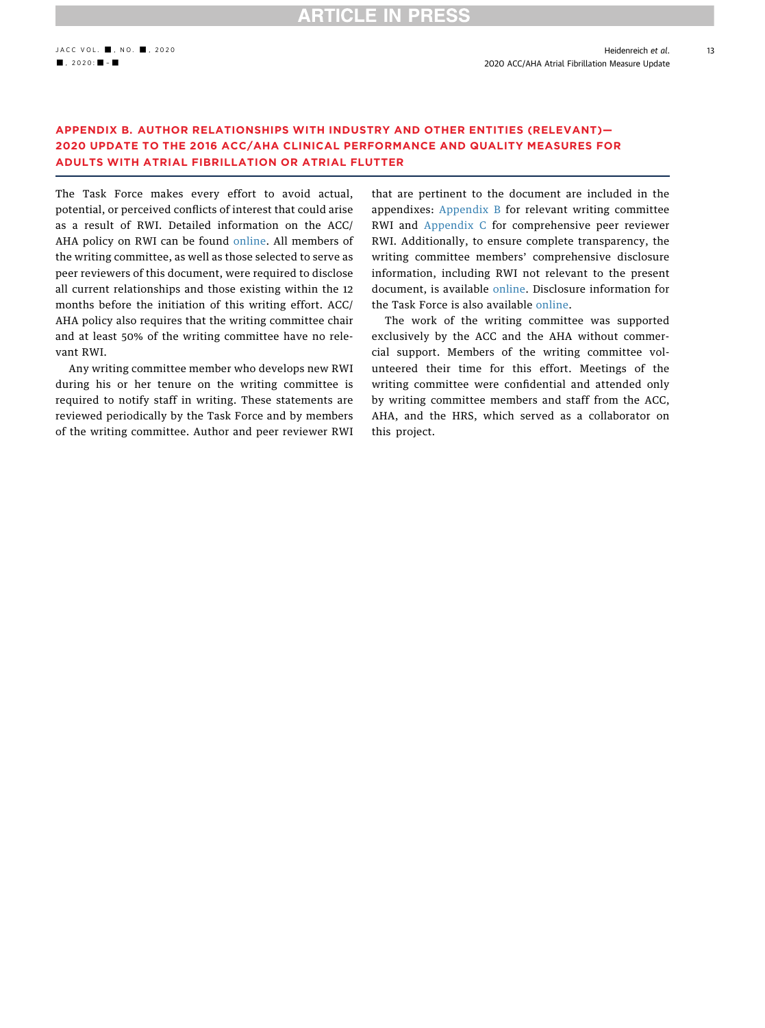## APPENDIX B. AUTHOR RELATIONSHIPS WITH INDUSTRY AND OTHER ENTITIES (RELEVANT)—2020 UPDATE TO THE 2016 ACC/AHA CLINICAL PERFORMANCE AND QUALITY MEASURES FOR ADULTS WITH ATRIAL FIBRILLATION OR ATRIAL FLUTTER

The Task Force makes every effort to avoid actual, potential, or perceived conflicts of interest that could arise as a result of RWI. Detailed information on the ACC/AHA policy on RWI can be found online. All members of the writing committee, as well as those selected to serve as peer reviewers of this document, were required to disclose all current relationships and those existing within the 12 months before the initiation of this writing effort. ACC/AHA policy also requires that the writing committee chair and at least 50% of the writing committee have no relevant RWI.

Any writing committee member who develops new RWI during his or her tenure on the writing committee is required to notify staff in writing. These statements are reviewed periodically by the Task Force and by members of the writing committee. Author and peer reviewer RWI that are pertinent to the document are included in the appendixes: Appendix B for relevant writing committee RWI and Appendix C for comprehensive peer reviewer RWI. Additionally, to ensure complete transparency, the writing committee members' comprehensive disclosure information, including RWI not relevant to the present document, is available online. Disclosure information for the Task Force is also available online.

The work of the writing committee was supported exclusively by the ACC and the AHA without commercial support. Members of the writing committee volunteered their time for this effort. Meetings of the writing committee were confidential and attended only by writing committee members and staff from the ACC, AHA, and the HRS, which served as a collaborator on this project.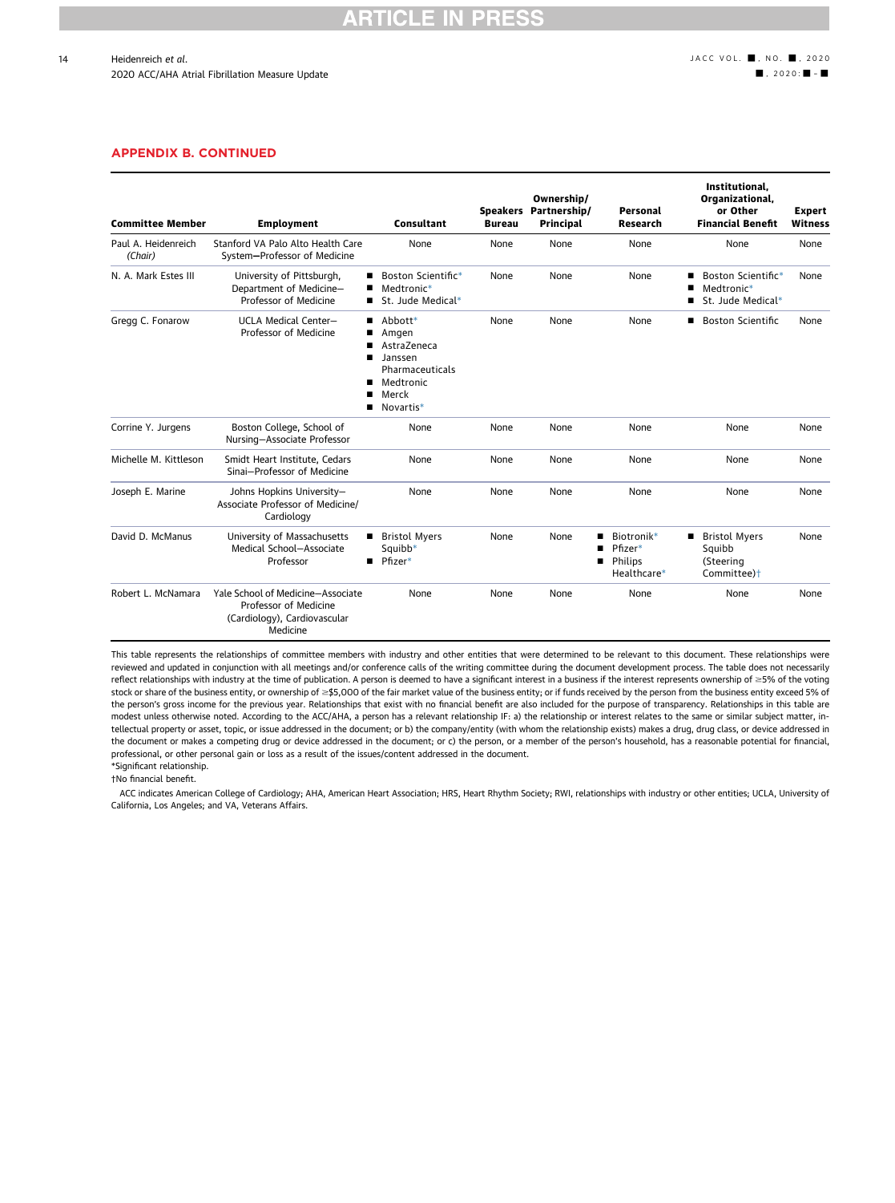## APPENDIX B. CONTINUED

| Committee Member | Employment | Consultant | Speakers Bureau | Ownership/ Partnership/ Principal | Personal Research | Institutional, Organizational, or Other Financial Benefit | Expert Witness |
|---|---|---|---|---|---|---|---|
| Paul A. Heidenreich (Chair) | Stanford VA Palo Alto Health Care System—Professor of Medicine | None | None | None | None | None | None |
| N. A. Mark Estes III | University of Pittsburgh, Department of Medicine—Professor of Medicine | ■ Boston Scientific* ■ Medtronic* ■ St. Jude Medical* | None | None | None | ■ Boston Scientific* ■ Medtronic* ■ St. Jude Medical* | None |
| Gregg C. Fonarow | UCLA Medical Center—Professor of Medicine | ■ Abbott* ■ Amgen ■ AstraZeneca ■ Janssen Pharmaceuticals ■ Medtronic ■ Merck ■ Novartis* | None | None | None | ■ Boston Scientific | None |
| Corrine Y. Jurgens | Boston College, School of Nursing—Associate Professor | None | None | None | None | None | None |
| Michelle M. Kittleson | Smidt Heart Institute, Cedars Sinai—Professor of Medicine | None | None | None | None | None | None |
| Joseph E. Marine | Johns Hopkins University—Associate Professor of Medicine/ Cardiology | None | None | None | None | None | None |
| David D. McManus | University of Massachusetts Medical School—Associate Professor | ■ Bristol Myers Squibb* ■ Pfizer* | None | None | ■ Biotronik* ■ Pfizer* ■ Philips Healthcare* | ■ Bristol Myers Squibb (Steering Committee)† | None |
| Robert L. McNamara | Yale School of Medicine—Associate Professor of Medicine (Cardiology), Cardiovascular Medicine | None | None | None | None | None | None |

This table represents the relationships of committee members with industry and other entities that were determined to be relevant to this document. These relationships were reviewed and updated in conjunction with all meetings and/or conference calls of the writing committee during the document development process. The table does not necessarily reflect relationships with industry at the time of publication. A person is deemed to have a significant interest in a business if the interest represents ownership of ≥5% of the voting stock or share of the business entity, or ownership of ≥$5,000 of the fair market value of the business entity; or if funds received by the person from the business entity exceed 5% of the person's gross income for the previous year. Relationships that exist with no financial benefit are also included for the purpose of transparency. Relationships in this table are modest unless otherwise noted. According to the ACC/AHA, a person has a relevant relationship IF: a) the relationship or interest relates to the same or similar subject matter, intellectual property or asset, topic, or issue addressed in the document; or b) the company/entity (with whom the relationship exists) makes a drug, drug class, or device addressed in the document or makes a competing drug or device addressed in the document; or c) the person, or a member of the person's household, has a reasonable potential for financial, professional, or other personal gain or loss as a result of the issues/content addressed in the document.

*Significant relationship.

†No financial benefit.

ACC indicates American College of Cardiology; AHA, American Heart Association; HRS, Heart Rhythm Society; RWI, relationships with industry or other entities; UCLA, University of California, Los Angeles; and VA, Veterans Affairs.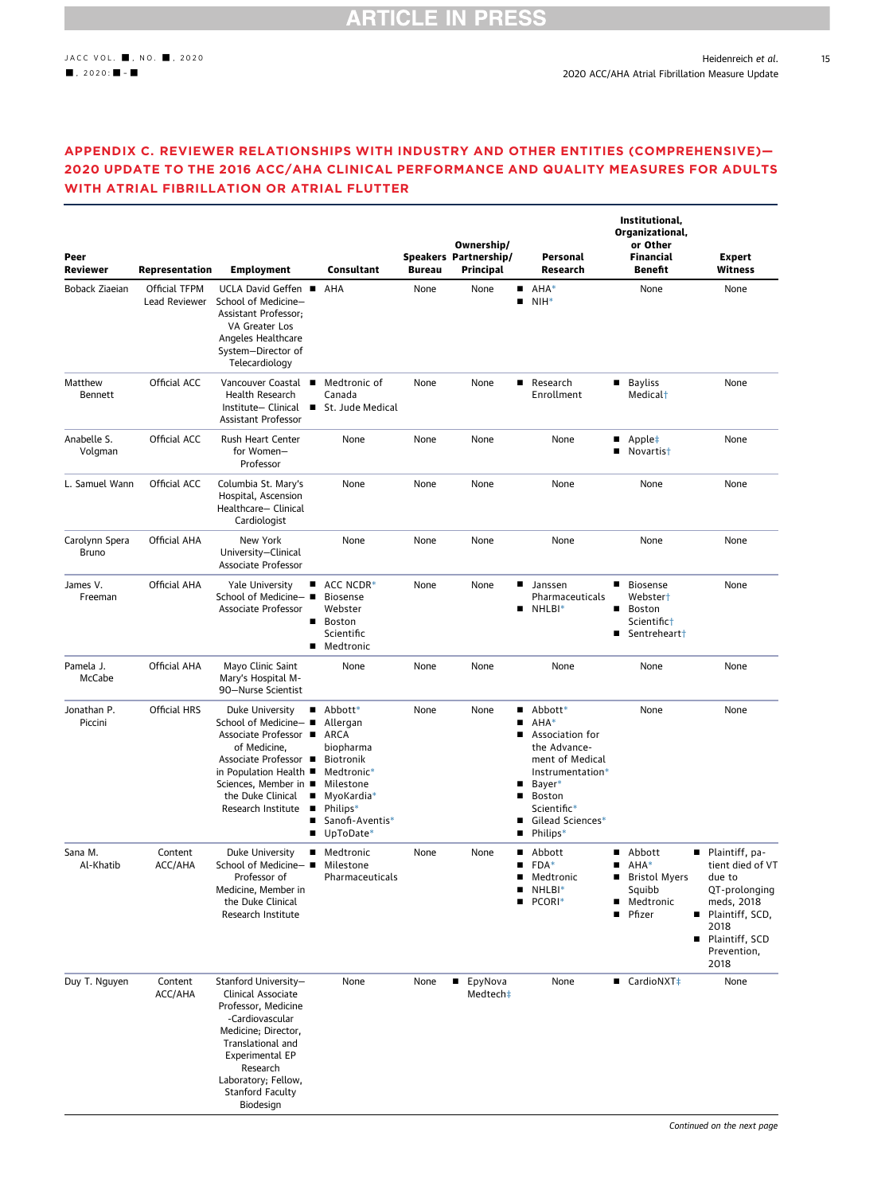## APPENDIX C. REVIEWER RELATIONSHIPS WITH INDUSTRY AND OTHER ENTITIES (COMPREHENSIVE)—2020 UPDATE TO THE 2016 ACC/AHA CLINICAL PERFORMANCE AND QUALITY MEASURES FOR ADULTS WITH ATRIAL FIBRILLATION OR ATRIAL FLUTTER

| Peer Reviewer | Representation | Employment | Consultant | Speakers Bureau | Ownership/ Partnership/ Principal | Personal Research | Institutional, Organizational, or Other Financial Benefit | Expert Witness |
|---|---|---|---|---|---|---|---|---|
| Boback Ziaeian | Official TFPM Lead Reviewer | UCLA David Geffen School of Medicine—Assistant Professor; VA Greater Los Angeles Healthcare System—Director of Telecardiology | ■ AHA | None | None | ■ AHA* ■ NIH* | None | None |
| Matthew Bennett | Official ACC | Vancouver Coastal Health Research Institute— Clinical Assistant Professor | ■ Medtronic of Canada ■ St. Jude Medical | None | None | ■ Research Enrollment | ■ Bayliss Medical† | None |
| Anabelle S. Volgman | Official ACC | Rush Heart Center for Women—Professor | None | None | None | None | ■ Apple‡ ■ Novartis† | None |
| L. Samuel Wann | Official ACC | Columbia St. Mary's Hospital, Ascension Healthcare— Clinical Cardiologist | None | None | None | None | None | None |
| Carolynn Spera Bruno | Official AHA | New York University—Clinical Associate Professor | None | None | None | None | None | None |
| James V. Freeman | Official AHA | Yale University School of Medicine—Associate Professor | ■ ACC NCDR* ■ Biosense Webster ■ Boston Scientific ■ Medtronic | None | None | ■ Janssen Pharmaceuticals ■ NHLBI* | ■ Biosense Webster† ■ Boston Scientific† ■ Sentreheart† | None |
| Pamela J. McCabe | Official AHA | Mayo Clinic Saint Mary's Hospital M-90—Nurse Scientist | None | None | None | None | None | None |
| Jonathan P. Piccini | Official HRS | Duke University School of Medicine—Associate Professor of Medicine, Associate Professor in Population Health Sciences, Member in the Duke Clinical Research Institute | ■ Abbott* ■ Allergan ■ ARCA biopharma ■ Biotronik ■ Medtronic* ■ Milestone ■ MyoKardia* ■ Philips* ■ Sanofi-Aventis* ■ UpToDate* | None | None | ■ Abbott* ■ AHA* ■ Association for the Advancement of Medical Instrumentation* ■ Bayer* ■ Boston Scientific* ■ Gilead Sciences* ■ Philips* | None | None |
| Sana M. Al-Khatib | Content ACC/AHA | Duke University School of Medicine—Professor of Medicine, Member in the Duke Clinical Research Institute | ■ Medtronic ■ Milestone Pharmaceuticals | None | None | ■ Abbott ■ FDA* ■ Medtronic ■ NHLBI* ■ PCORI* | ■ Abbott ■ AHA* ■ Bristol Myers Squibb ■ Medtronic ■ Pfizer | ■ Plaintiff, patient died of VT due to QT-prolonging meds, 2018 ■ Plaintiff, SCD, 2018 ■ Plaintiff, SCD Prevention, 2018 |
| Duy T. Nguyen | Content ACC/AHA | Stanford University—Clinical Associate Professor, Medicine-Cardiovascular Medicine; Director, Translational and Experimental EP Research Laboratory; Fellow, Stanford Faculty Biodesign | None | None | ■ EpyNova Medtech‡ | None | ■ CardioNXT‡ | None |

*Continued on the next page*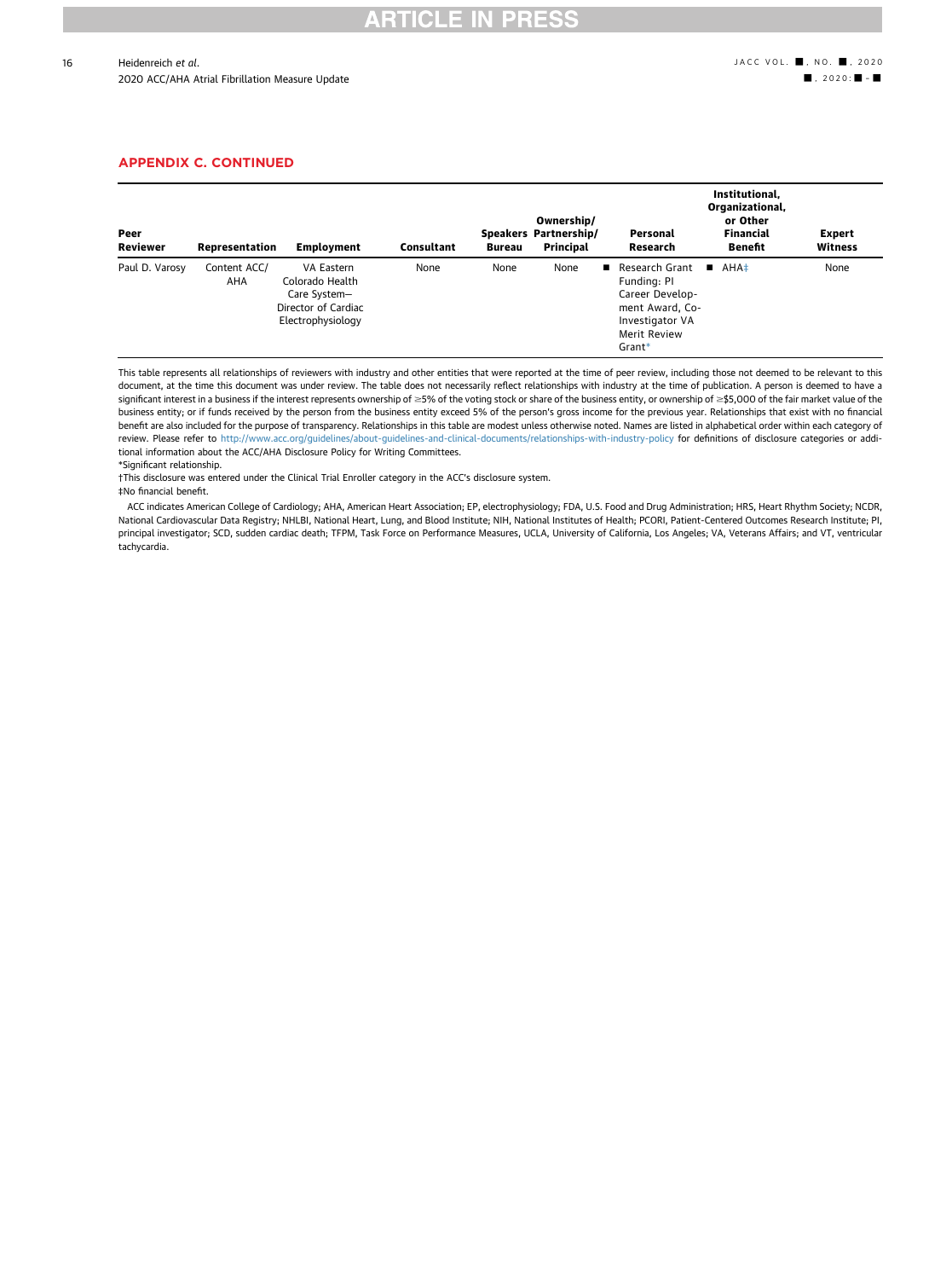## APPENDIX C. CONTINUED

| Peer Reviewer | Representation | Employment | Consultant | Speakers Bureau | Ownership/ Partnership/ Principal | Personal Research | Institutional, Organizational, or Other Financial Benefit | Expert Witness |
|---|---|---|---|---|---|---|---|---|
| Paul D. Varosy | Content ACC/ AHA | VA Eastern Colorado Health Care System—Director of Cardiac Electrophysiology | None | None | None | ■ Research Grant Funding: PI Career Development Award, Co-Investigator VA Merit Review Grant* | ■ AHA‡ | None |

This table represents all relationships of reviewers with industry and other entities that were reported at the time of peer review, including those not deemed to be relevant to this document, at the time this document was under review. The table does not necessarily reflect relationships with industry at the time of publication. A person is deemed to have a significant interest in a business if the interest represents ownership of ≥5% of the voting stock or share of the business entity, or ownership of ≥$5,000 of the fair market value of the business entity; or if funds received by the person from the business entity exceed 5% of the person's gross income for the previous year. Relationships that exist with no financial benefit are also included for the purpose of transparency. Relationships in this table are modest unless otherwise noted. Names are listed in alphabetical order within each category of review. Please refer to http://www.acc.org/guidelines/about-guidelines-and-clinical-documents/relationships-with-industry-policy for definitions of disclosure categories or additional information about the ACC/AHA Disclosure Policy for Writing Committees.

*Significant relationship.

†This disclosure was entered under the Clinical Trial Enroller category in the ACC's disclosure system.

‡No financial benefit.

ACC indicates American College of Cardiology; AHA, American Heart Association; EP, electrophysiology; FDA, U.S. Food and Drug Administration; HRS, Heart Rhythm Society; NCDR, National Cardiovascular Data Registry; NHLBI, National Heart, Lung, and Blood Institute; NIH, National Institutes of Health; PCORI, Patient-Centered Outcomes Research Institute; PI, principal investigator; SCD, sudden cardiac death; TFPM, Task Force on Performance Measures, UCLA, University of California, Los Angeles; VA, Veterans Affairs; and VT, ventricular tachycardia.